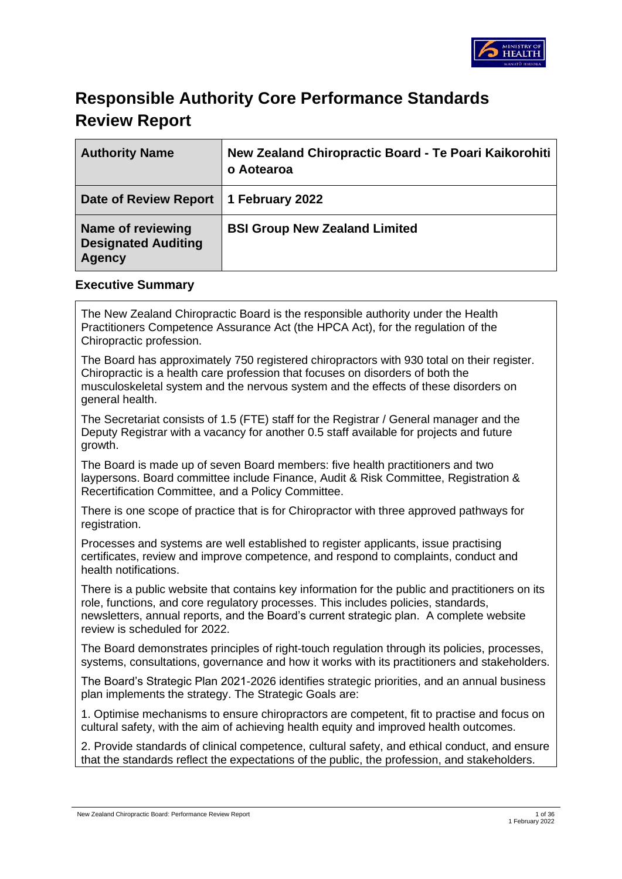# Responsible Authority Core Performance Standards Review Report

| Authority Name | New Zealand Chiropractic Board - Te Poari Kaikorohiti o Aotearoa |
|---|---|
| Date of Review Report | 1 February 2022 |
| Name of reviewing Designated Auditing Agency | BSI Group New Zealand Limited |

## Executive Summary

The New Zealand Chiropractic Board is the responsible authority under the Health Practitioners Competence Assurance Act (the HPCA Act), for the regulation of the Chiropractic profession.

The Board has approximately 750 registered chiropractors with 930 total on their register. Chiropractic is a health care profession that focuses on disorders of both the musculoskeletal system and the nervous system and the effects of these disorders on general health.

The Secretariat consists of 1.5 (FTE) staff for the Registrar / General manager and the Deputy Registrar with a vacancy for another 0.5 staff available for projects and future growth.

The Board is made up of seven Board members: five health practitioners and two laypersons. Board committee include Finance, Audit & Risk Committee, Registration & Recertification Committee, and a Policy Committee.

There is one scope of practice that is for Chiropractor with three approved pathways for registration.

Processes and systems are well established to register applicants, issue practising certificates, review and improve competence, and respond to complaints, conduct and health notifications.

There is a public website that contains key information for the public and practitioners on its role, functions, and core regulatory processes. This includes policies, standards, newsletters, annual reports, and the Board's current strategic plan. A complete website review is scheduled for 2022.

The Board demonstrates principles of right-touch regulation through its policies, processes, systems, consultations, governance and how it works with its practitioners and stakeholders.

The Board's Strategic Plan 2021-2026 identifies strategic priorities, and an annual business plan implements the strategy. The Strategic Goals are:

1. Optimise mechanisms to ensure chiropractors are competent, fit to practise and focus on cultural safety, with the aim of achieving health equity and improved health outcomes.

2. Provide standards of clinical competence, cultural safety, and ethical conduct, and ensure that the standards reflect the expectations of the public, the profession, and stakeholders.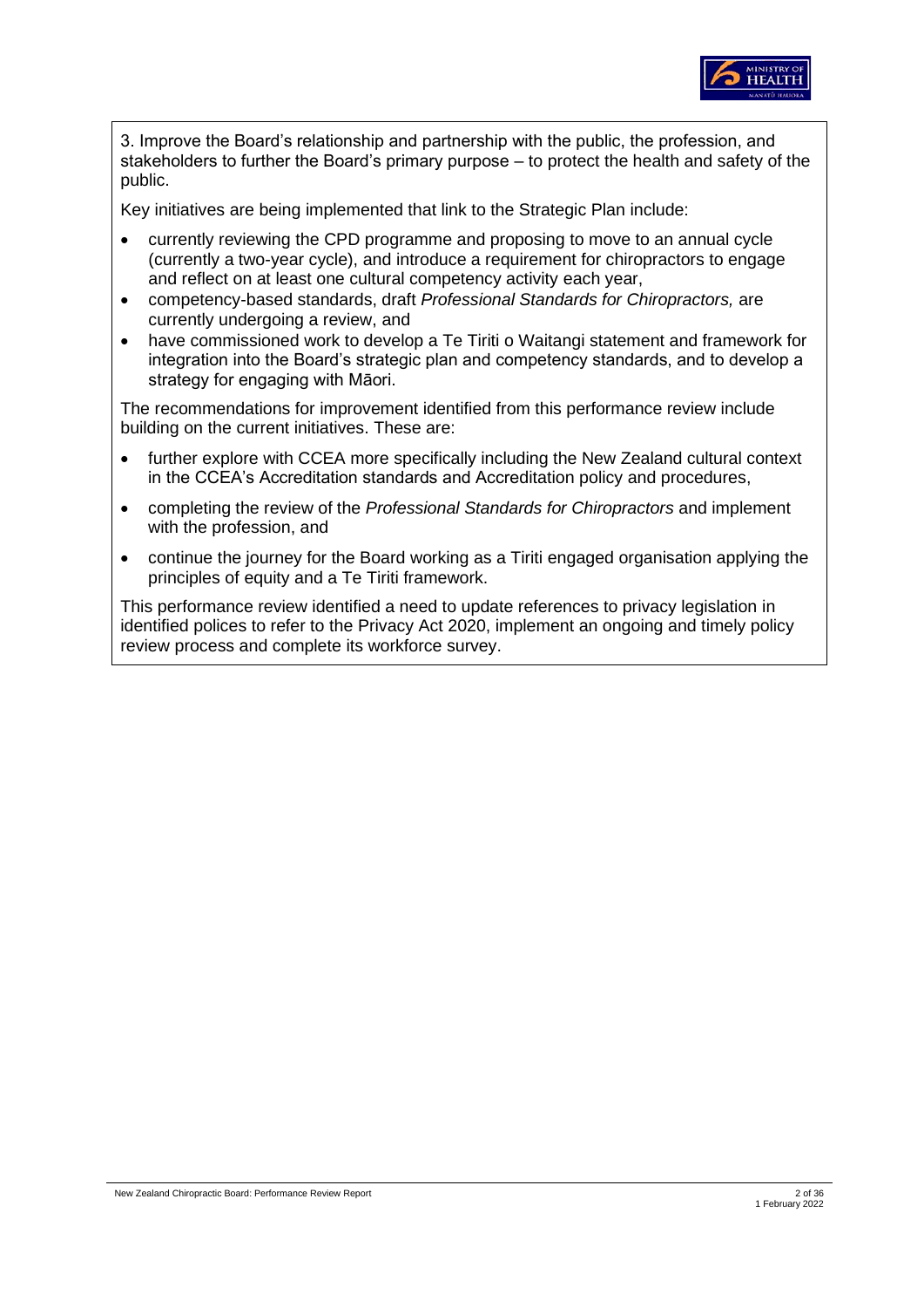3. Improve the Board's relationship and partnership with the public, the profession, and stakeholders to further the Board's primary purpose – to protect the health and safety of the public.

Key initiatives are being implemented that link to the Strategic Plan include:

- currently reviewing the CPD programme and proposing to move to an annual cycle (currently a two-year cycle), and introduce a requirement for chiropractors to engage and reflect on at least one cultural competency activity each year,
- competency-based standards, draft *Professional Standards for Chiropractors,* are currently undergoing a review, and
- have commissioned work to develop a Te Tiriti o Waitangi statement and framework for integration into the Board's strategic plan and competency standards, and to develop a strategy for engaging with Māori.

The recommendations for improvement identified from this performance review include building on the current initiatives. These are:

- further explore with CCEA more specifically including the New Zealand cultural context in the CCEA's Accreditation standards and Accreditation policy and procedures,
- completing the review of the *Professional Standards for Chiropractors* and implement with the profession, and
- continue the journey for the Board working as a Tiriti engaged organisation applying the principles of equity and a Te Tiriti framework.

This performance review identified a need to update references to privacy legislation in identified polices to refer to the Privacy Act 2020, implement an ongoing and timely policy review process and complete its workforce survey.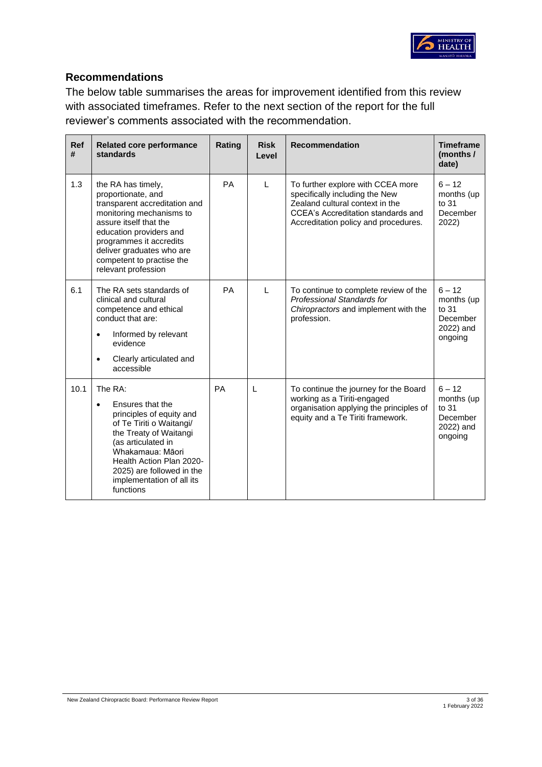## Recommendations

The below table summarises the areas for improvement identified from this review with associated timeframes. Refer to the next section of the report for the full reviewer's comments associated with the recommendation.

| Ref # | Related core performance standards | Rating | Risk Level | Recommendation | Timeframe (months / date) |
|---|---|---|---|---|---|
| 1.3 | the RA has timely, proportionate, and transparent accreditation and monitoring mechanisms to assure itself that the education providers and programmes it accredits deliver graduates who are competent to practise the relevant profession | PA | L | To further explore with CCEA more specifically including the New Zealand cultural context in the CCEA's Accreditation standards and Accreditation policy and procedures. | 6 – 12 months (up to 31 December 2022) |
| 6.1 | The RA sets standards of clinical and cultural competence and ethical conduct that are:<br>• Informed by relevant evidence<br>• Clearly articulated and accessible | PA | L | To continue to complete review of the *Professional Standards for Chiropractors* and implement with the profession. | 6 – 12 months (up to 31 December 2022) and ongoing |
| 10.1 | The RA:<br>• Ensures that the principles of equity and of Te Tiriti o Waitangi/ the Treaty of Waitangi (as articulated in Whakamaua: Māori Health Action Plan 2020-2025) are followed in the implementation of all its functions | PA | L | To continue the journey for the Board working as a Tiriti-engaged organisation applying the principles of equity and a Te Tiriti framework. | 6 – 12 months (up to 31 December 2022) and ongoing |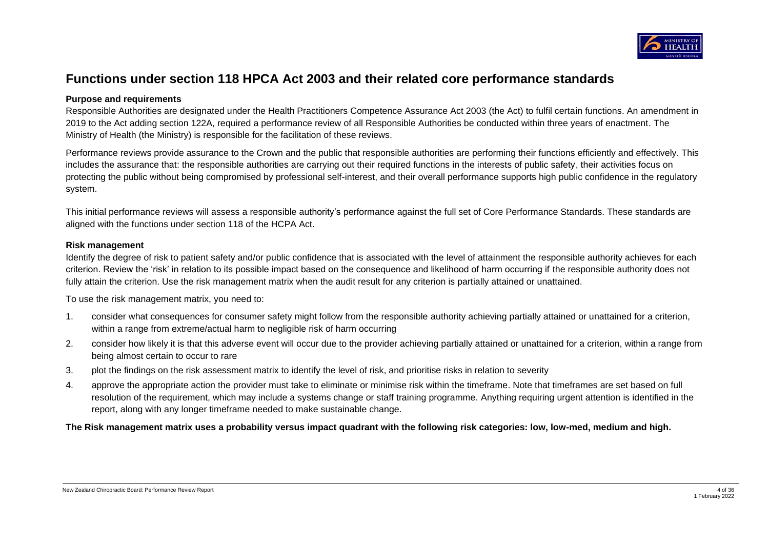# Functions under section 118 HPCA Act 2003 and their related core performance standards

**Purpose and requirements**

Responsible Authorities are designated under the Health Practitioners Competence Assurance Act 2003 (the Act) to fulfil certain functions. An amendment in 2019 to the Act adding section 122A, required a performance review of all Responsible Authorities be conducted within three years of enactment. The Ministry of Health (the Ministry) is responsible for the facilitation of these reviews.

Performance reviews provide assurance to the Crown and the public that responsible authorities are performing their functions efficiently and effectively. This includes the assurance that: the responsible authorities are carrying out their required functions in the interests of public safety, their activities focus on protecting the public without being compromised by professional self-interest, and their overall performance supports high public confidence in the regulatory system.

This initial performance reviews will assess a responsible authority's performance against the full set of Core Performance Standards. These standards are aligned with the functions under section 118 of the HCPA Act.

**Risk management**

Identify the degree of risk to patient safety and/or public confidence that is associated with the level of attainment the responsible authority achieves for each criterion. Review the 'risk' in relation to its possible impact based on the consequence and likelihood of harm occurring if the responsible authority does not fully attain the criterion. Use the risk management matrix when the audit result for any criterion is partially attained or unattained.

To use the risk management matrix, you need to:

1. consider what consequences for consumer safety might follow from the responsible authority achieving partially attained or unattained for a criterion, within a range from extreme/actual harm to negligible risk of harm occurring
2. consider how likely it is that this adverse event will occur due to the provider achieving partially attained or unattained for a criterion, within a range from being almost certain to occur to rare
3. plot the findings on the risk assessment matrix to identify the level of risk, and prioritise risks in relation to severity
4. approve the appropriate action the provider must take to eliminate or minimise risk within the timeframe. Note that timeframes are set based on full resolution of the requirement, which may include a systems change or staff training programme. Anything requiring urgent attention is identified in the report, along with any longer timeframe needed to make sustainable change.

**The Risk management matrix uses a probability versus impact quadrant with the following risk categories: low, low-med, medium and high.**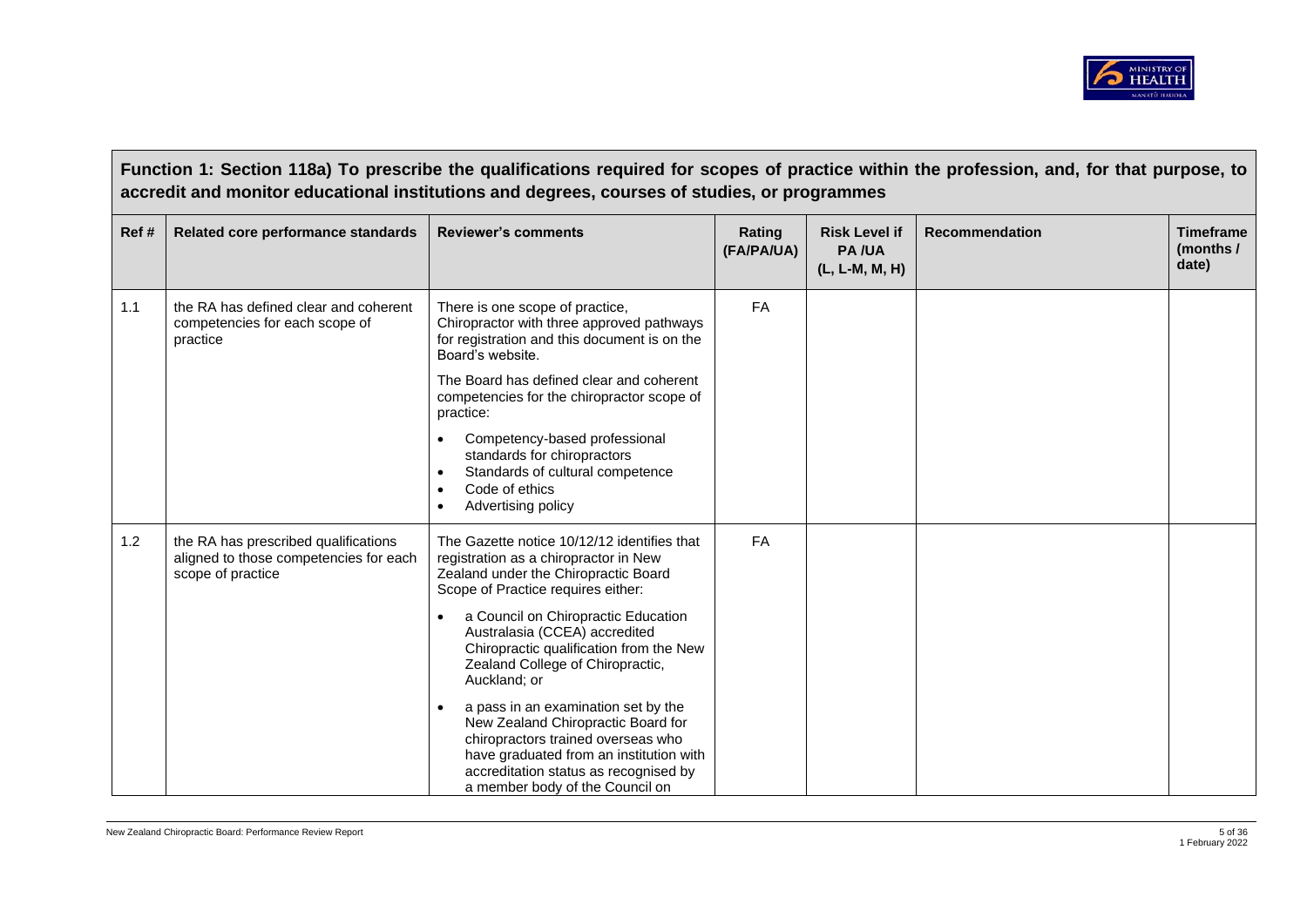## Function 1: Section 118a) To prescribe the qualifications required for scopes of practice within the profession, and, for that purpose, to accredit and monitor educational institutions and degrees, courses of studies, or programmes

| Ref # | Related core performance standards | Reviewer's comments | Rating (FA/PA/UA) | Risk Level if PA /UA (L, L-M, M, H) | Recommendation | Timeframe (months / date) |
|---|---|---|---|---|---|---|
| 1.1 | the RA has defined clear and coherent competencies for each scope of practice | There is one scope of practice, Chiropractor with three approved pathways for registration and this document is on the Board's website.<br><br>The Board has defined clear and coherent competencies for the chiropractor scope of practice:<br><br>• Competency-based professional standards for chiropractors<br>• Standards of cultural competence<br>• Code of ethics<br>• Advertising policy | FA | | | |
| 1.2 | the RA has prescribed qualifications aligned to those competencies for each scope of practice | The Gazette notice 10/12/12 identifies that registration as a chiropractor in New Zealand under the Chiropractic Board Scope of Practice requires either:<br><br>• a Council on Chiropractic Education Australasia (CCEA) accredited Chiropractic qualification from the New Zealand College of Chiropractic, Auckland; or<br><br>• a pass in an examination set by the New Zealand Chiropractic Board for chiropractors trained overseas who have graduated from an institution with accreditation status as recognised by a member body of the Council on | FA | | | |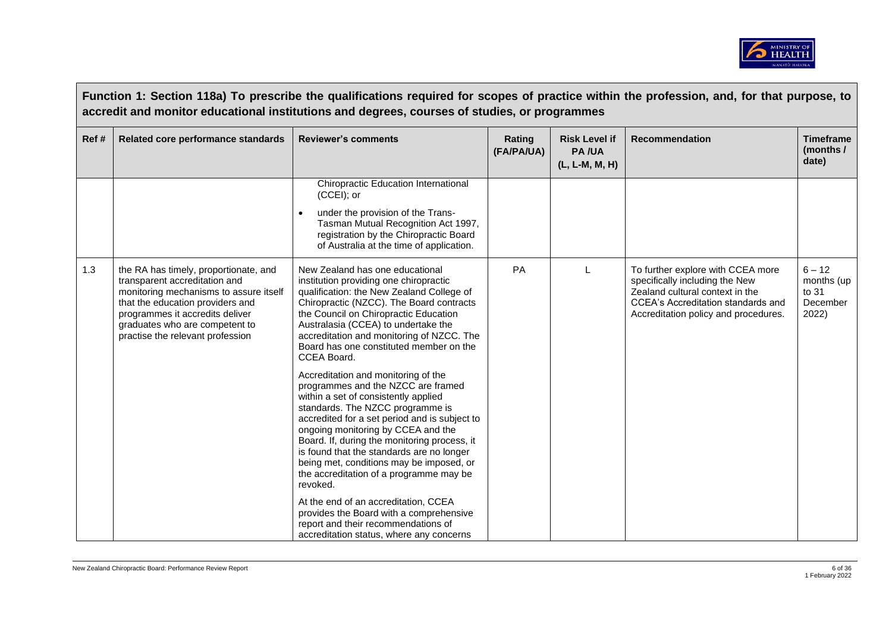**Function 1: Section 118a) To prescribe the qualifications required for scopes of practice within the profession, and, for that purpose, to accredit and monitor educational institutions and degrees, courses of studies, or programmes**

| Ref # | Related core performance standards | Reviewer's comments | Rating (FA/PA/UA) | Risk Level if PA /UA (L, L-M, M, H) | Recommendation | Timeframe (months / date) |
|---|---|---|---|---|---|---|
| | | Chiropractic Education International (CCEI); or<br>• under the provision of the Trans-Tasman Mutual Recognition Act 1997, registration by the Chiropractic Board of Australia at the time of application. | | | | |
| 1.3 | the RA has timely, proportionate, and transparent accreditation and monitoring mechanisms to assure itself that the education providers and programmes it accredits deliver graduates who are competent to practise the relevant profession | New Zealand has one educational institution providing one chiropractic qualification: the New Zealand College of Chiropractic (NZCC). The Board contracts the Council on Chiropractic Education Australasia (CCEA) to undertake the accreditation and monitoring of NZCC. The Board has one constituted member on the CCEA Board.<br><br>Accreditation and monitoring of the programmes and the NZCC are framed within a set of consistently applied standards. The NZCC programme is accredited for a set period and is subject to ongoing monitoring by CCEA and the Board. If, during the monitoring process, it is found that the standards are no longer being met, conditions may be imposed, or the accreditation of a programme may be revoked.<br><br>At the end of an accreditation, CCEA provides the Board with a comprehensive report and their recommendations of accreditation status, where any concerns | PA | L | To further explore with CCEA more specifically including the New Zealand cultural context in the CCEA's Accreditation standards and Accreditation policy and procedures. | 6 – 12 months (up to 31 December 2022) |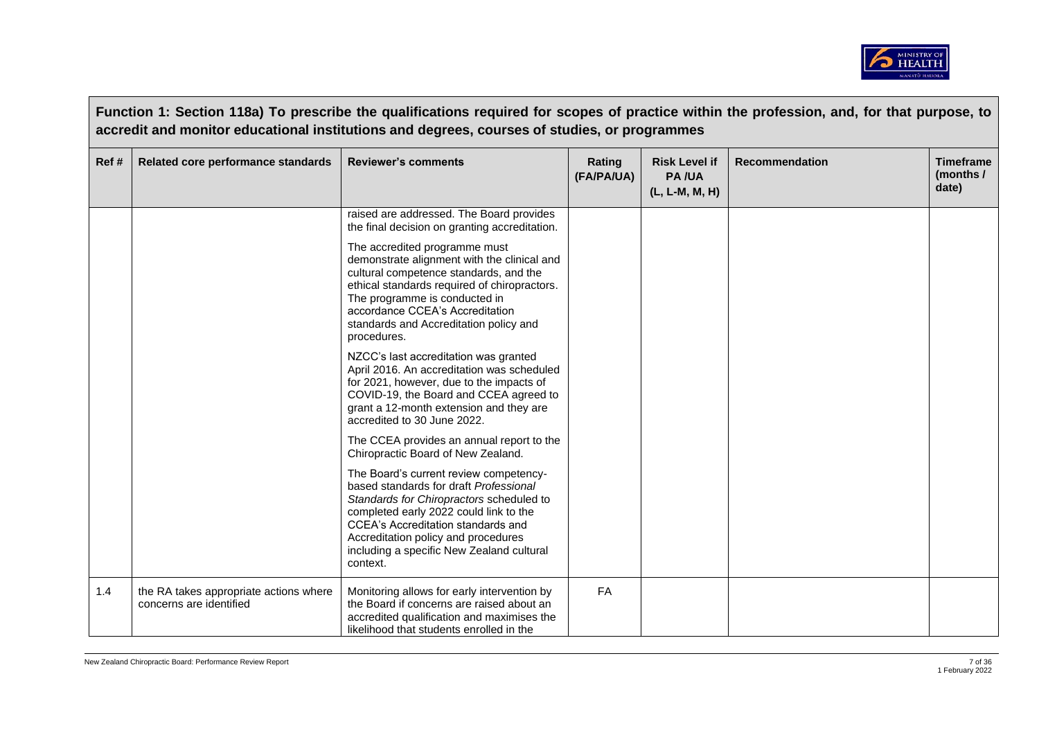**Function 1: Section 118a) To prescribe the qualifications required for scopes of practice within the profession, and, for that purpose, to accredit and monitor educational institutions and degrees, courses of studies, or programmes**

| Ref # | Related core performance standards | Reviewer's comments | Rating (FA/PA/UA) | Risk Level if PA /UA (L, L-M, M, H) | Recommendation | Timeframe (months / date) |
|---|---|---|---|---|---|---|
| | | raised are addressed. The Board provides the final decision on granting accreditation.<br><br>The accredited programme must demonstrate alignment with the clinical and cultural competence standards, and the ethical standards required of chiropractors. The programme is conducted in accordance CCEA's Accreditation standards and Accreditation policy and procedures.<br><br>NZCC's last accreditation was granted April 2016. An accreditation was scheduled for 2021, however, due to the impacts of COVID-19, the Board and CCEA agreed to grant a 12-month extension and they are accredited to 30 June 2022.<br><br>The CCEA provides an annual report to the Chiropractic Board of New Zealand.<br><br>The Board's current review competency-based standards for draft *Professional Standards for Chiropractors* scheduled to completed early 2022 could link to the CCEA's Accreditation standards and Accreditation policy and procedures including a specific New Zealand cultural context. | | | | |
| 1.4 | the RA takes appropriate actions where concerns are identified | Monitoring allows for early intervention by the Board if concerns are raised about an accredited qualification and maximises the likelihood that students enrolled in the | FA | | | |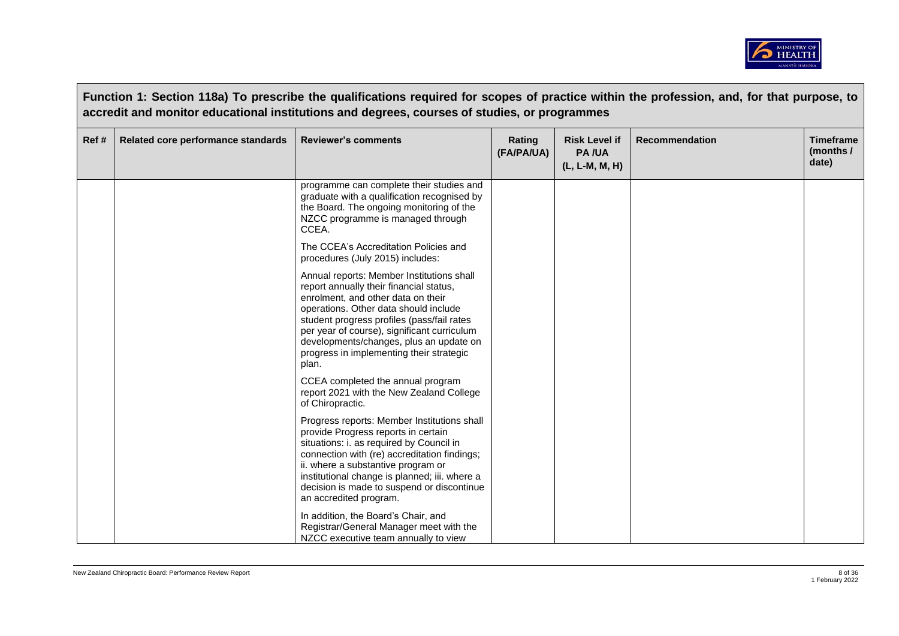**Function 1: Section 118a) To prescribe the qualifications required for scopes of practice within the profession, and, for that purpose, to accredit and monitor educational institutions and degrees, courses of studies, or programmes**

| Ref # | Related core performance standards | Reviewer's comments | Rating (FA/PA/UA) | Risk Level if PA /UA (L, L-M, M, H) | Recommendation | Timeframe (months / date) |
|---|---|---|---|---|---|---|
| | | programme can complete their studies and graduate with a qualification recognised by the Board. The ongoing monitoring of the NZCC programme is managed through CCEA.<br><br>The CCEA's Accreditation Policies and procedures (July 2015) includes:<br><br>Annual reports: Member Institutions shall report annually their financial status, enrolment, and other data on their operations. Other data should include student progress profiles (pass/fail rates per year of course), significant curriculum developments/changes, plus an update on progress in implementing their strategic plan.<br><br>CCEA completed the annual program report 2021 with the New Zealand College of Chiropractic.<br><br>Progress reports: Member Institutions shall provide Progress reports in certain situations: i. as required by Council in connection with (re) accreditation findings; ii. where a substantive program or institutional change is planned; iii. where a decision is made to suspend or discontinue an accredited program.<br><br>In addition, the Board's Chair, and Registrar/General Manager meet with the NZCC executive team annually to view | | | | |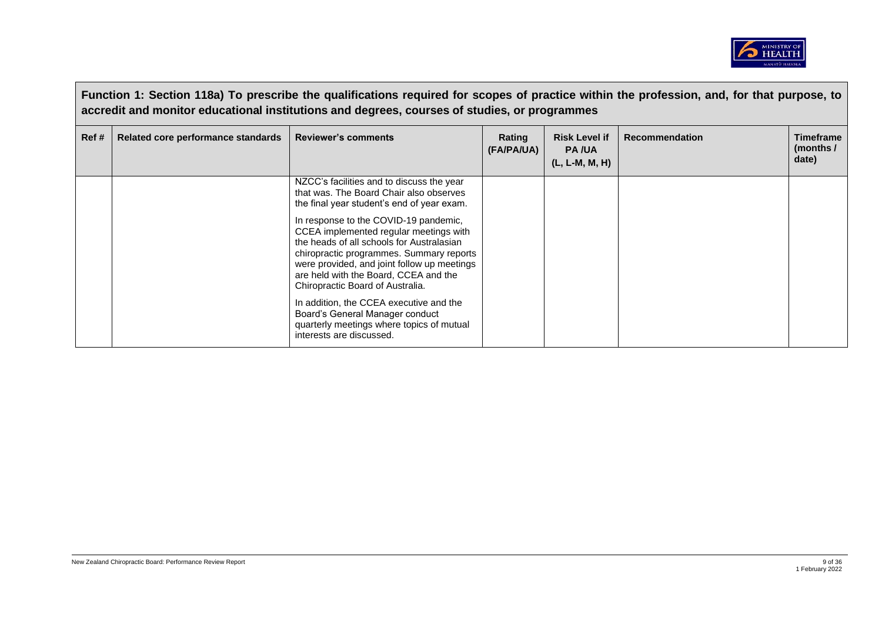**Function 1: Section 118a) To prescribe the qualifications required for scopes of practice within the profession, and, for that purpose, to accredit and monitor educational institutions and degrees, courses of studies, or programmes**

| Ref # | Related core performance standards | Reviewer's comments | Rating (FA/PA/UA) | Risk Level if PA /UA (L, L-M, M, H) | Recommendation | Timeframe (months / date) |
|---|---|---|---|---|---|---|
| | | NZCC's facilities and to discuss the year that was. The Board Chair also observes the final year student's end of year exam.<br><br>In response to the COVID-19 pandemic, CCEA implemented regular meetings with the heads of all schools for Australasian chiropractic programmes. Summary reports were provided, and joint follow up meetings are held with the Board, CCEA and the Chiropractic Board of Australia.<br><br>In addition, the CCEA executive and the Board's General Manager conduct quarterly meetings where topics of mutual interests are discussed. | | | | |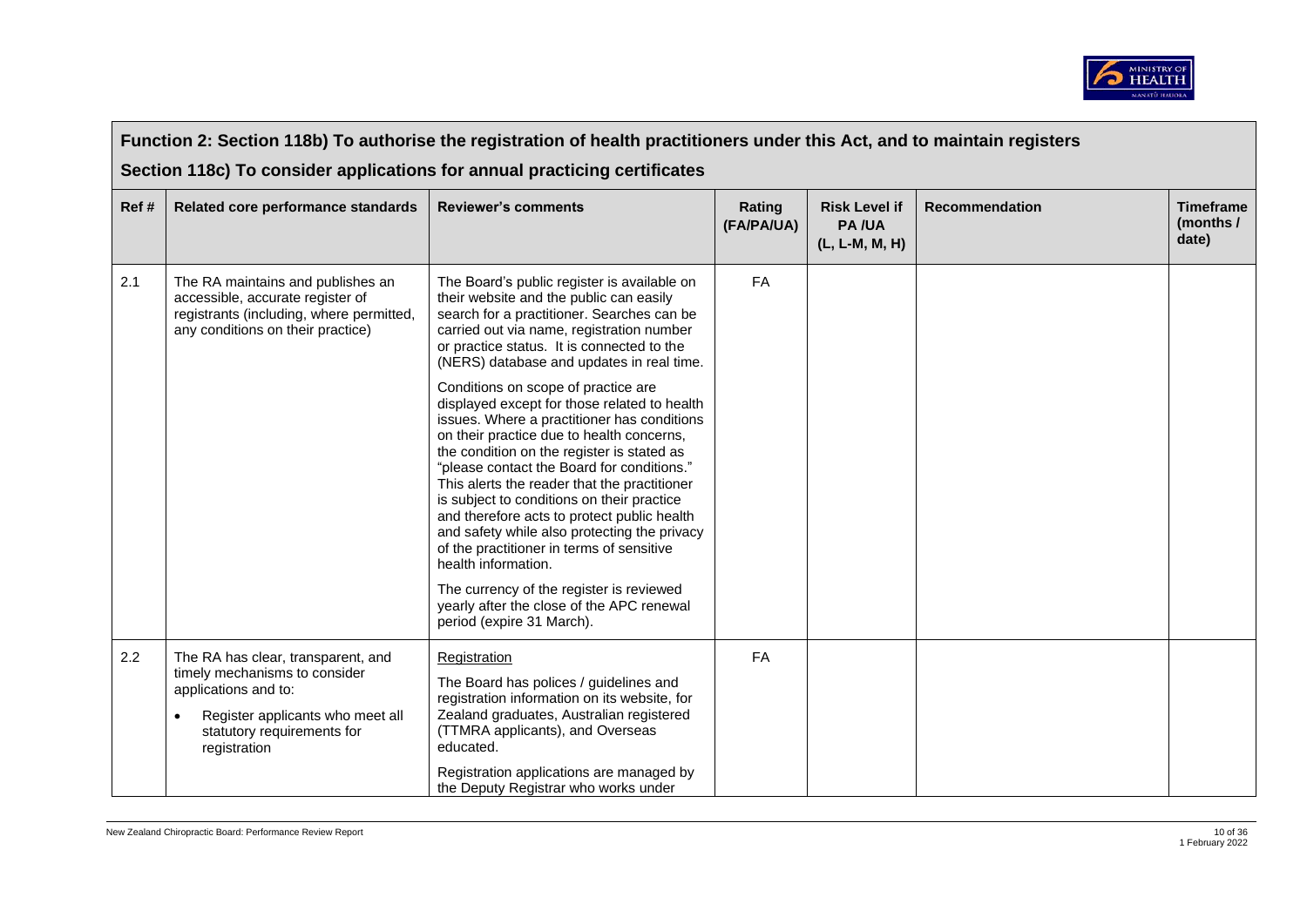## Function 2: Section 118b) To authorise the registration of health practitioners under this Act, and to maintain registers

## Section 118c) To consider applications for annual practicing certificates

| Ref # | Related core performance standards | Reviewer's comments | Rating (FA/PA/UA) | Risk Level if PA /UA (L, L-M, M, H) | Recommendation | Timeframe (months / date) |
|---|---|---|---|---|---|---|
| 2.1 | The RA maintains and publishes an accessible, accurate register of registrants (including, where permitted, any conditions on their practice) | The Board's public register is available on their website and the public can easily search for a practitioner. Searches can be carried out via name, registration number or practice status. It is connected to the (NERS) database and updates in real time.<br><br>Conditions on scope of practice are displayed except for those related to health issues. Where a practitioner has conditions on their practice due to health concerns, the condition on the register is stated as "please contact the Board for conditions." This alerts the reader that the practitioner is subject to conditions on their practice and therefore acts to protect public health and safety while also protecting the privacy of the practitioner in terms of sensitive health information.<br><br>The currency of the register is reviewed yearly after the close of the APC renewal period (expire 31 March). | FA | | | |
| 2.2 | The RA has clear, transparent, and timely mechanisms to consider applications and to:<br><br>• Register applicants who meet all statutory requirements for registration | Registration<br><br>The Board has polices / guidelines and registration information on its website, for Zealand graduates, Australian registered (TTMRA applicants), and Overseas educated.<br><br>Registration applications are managed by the Deputy Registrar who works under | FA | | | |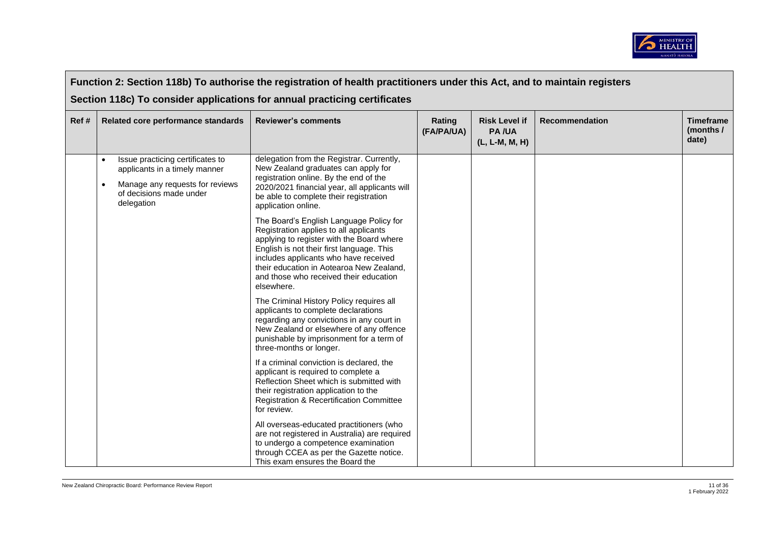## Function 2: Section 118b) To authorise the registration of health practitioners under this Act, and to maintain registers

## Section 118c) To consider applications for annual practicing certificates

| Ref # | Related core performance standards | Reviewer's comments | Rating (FA/PA/UA) | Risk Level if PA /UA (L, L-M, M, H) | Recommendation | Timeframe (months / date) |
|---|---|---|---|---|---|---|
| | • Issue practicing certificates to applicants in a timely manner<br>• Manage any requests for reviews of decisions made under delegation | delegation from the Registrar. Currently, New Zealand graduates can apply for registration online. By the end of the 2020/2021 financial year, all applicants will be able to complete their registration application online.<br><br>The Board's English Language Policy for Registration applies to all applicants applying to register with the Board where English is not their first language. This includes applicants who have received their education in Aotearoa New Zealand, and those who received their education elsewhere.<br><br>The Criminal History Policy requires all applicants to complete declarations regarding any convictions in any court in New Zealand or elsewhere of any offence punishable by imprisonment for a term of three-months or longer.<br><br>If a criminal conviction is declared, the applicant is required to complete a Reflection Sheet which is submitted with their registration application to the Registration & Recertification Committee for review.<br><br>All overseas-educated practitioners (who are not registered in Australia) are required to undergo a competence examination through CCEA as per the Gazette notice. This exam ensures the Board the | | | | |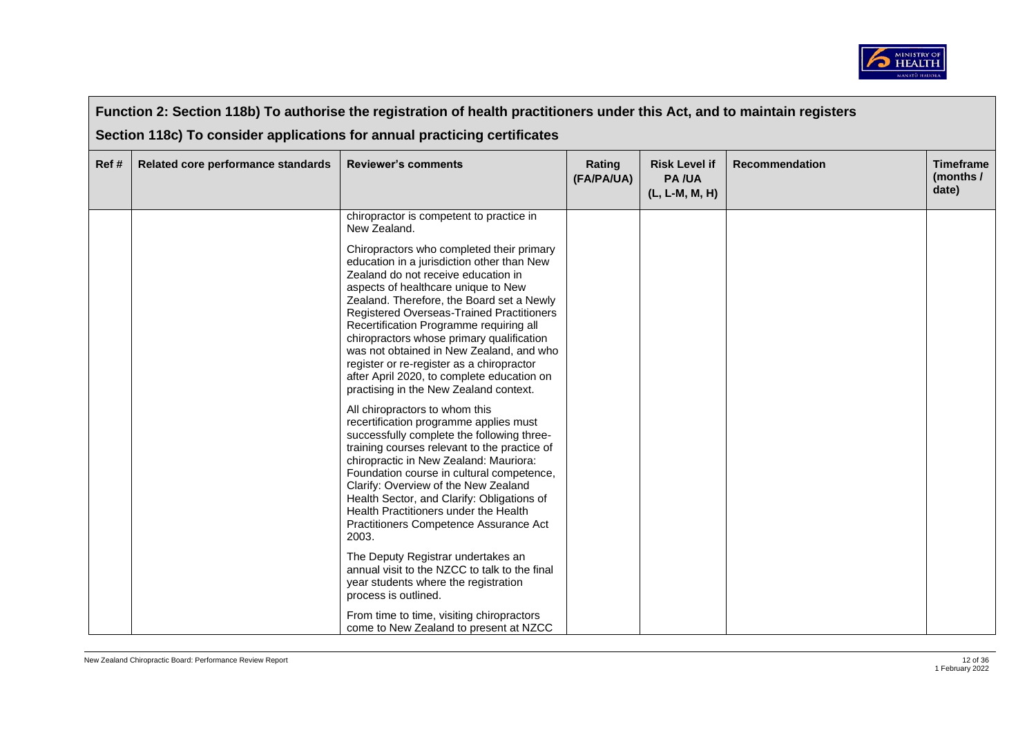## Function 2: Section 118b) To authorise the registration of health practitioners under this Act, and to maintain registers

## Section 118c) To consider applications for annual practicing certificates

| Ref # | Related core performance standards | Reviewer's comments | Rating (FA/PA/UA) | Risk Level if PA /UA (L, L-M, M, H) | Recommendation | Timeframe (months / date) |
|---|---|---|---|---|---|---|
| | | chiropractor is competent to practice in New Zealand.<br><br>Chiropractors who completed their primary education in a jurisdiction other than New Zealand do not receive education in aspects of healthcare unique to New Zealand. Therefore, the Board set a Newly Registered Overseas-Trained Practitioners Recertification Programme requiring all chiropractors whose primary qualification was not obtained in New Zealand, and who register or re-register as a chiropractor after April 2020, to complete education on practising in the New Zealand context.<br><br>All chiropractors to whom this recertification programme applies must successfully complete the following three-training courses relevant to the practice of chiropractic in New Zealand: Mauriora: Foundation course in cultural competence, Clarify: Overview of the New Zealand Health Sector, and Clarify: Obligations of Health Practitioners under the Health Practitioners Competence Assurance Act 2003.<br><br>The Deputy Registrar undertakes an annual visit to the NZCC to talk to the final year students where the registration process is outlined.<br><br>From time to time, visiting chiropractors come to New Zealand to present at NZCC | | | | |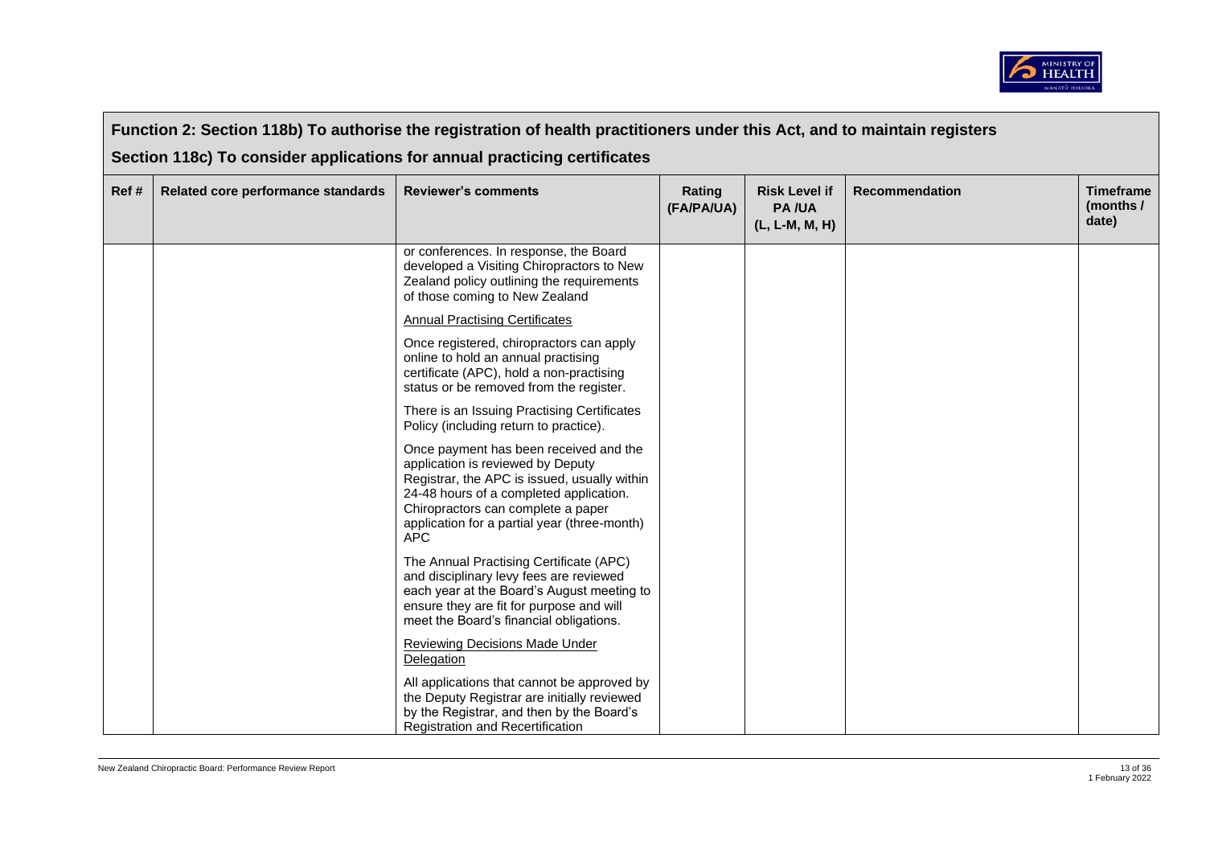## Function 2: Section 118b) To authorise the registration of health practitioners under this Act, and to maintain registers

## Section 118c) To consider applications for annual practicing certificates

| Ref # | Related core performance standards | Reviewer's comments | Rating (FA/PA/UA) | Risk Level if PA /UA (L, L-M, M, H) | Recommendation | Timeframe (months / date) |
|---|---|---|---|---|---|---|
| | | or conferences. In response, the Board developed a Visiting Chiropractors to New Zealand policy outlining the requirements of those coming to New Zealand<br><br><u>Annual Practising Certificates</u><br><br>Once registered, chiropractors can apply online to hold an annual practising certificate (APC), hold a non-practising status or be removed from the register.<br><br>There is an Issuing Practising Certificates Policy (including return to practice).<br><br>Once payment has been received and the application is reviewed by Deputy Registrar, the APC is issued, usually within 24-48 hours of a completed application. Chiropractors can complete a paper application for a partial year (three-month) APC<br><br>The Annual Practising Certificate (APC) and disciplinary levy fees are reviewed each year at the Board's August meeting to ensure they are fit for purpose and will meet the Board's financial obligations.<br><br><u>Reviewing Decisions Made Under Delegation</u><br><br>All applications that cannot be approved by the Deputy Registrar are initially reviewed by the Registrar, and then by the Board's Registration and Recertification | | | | |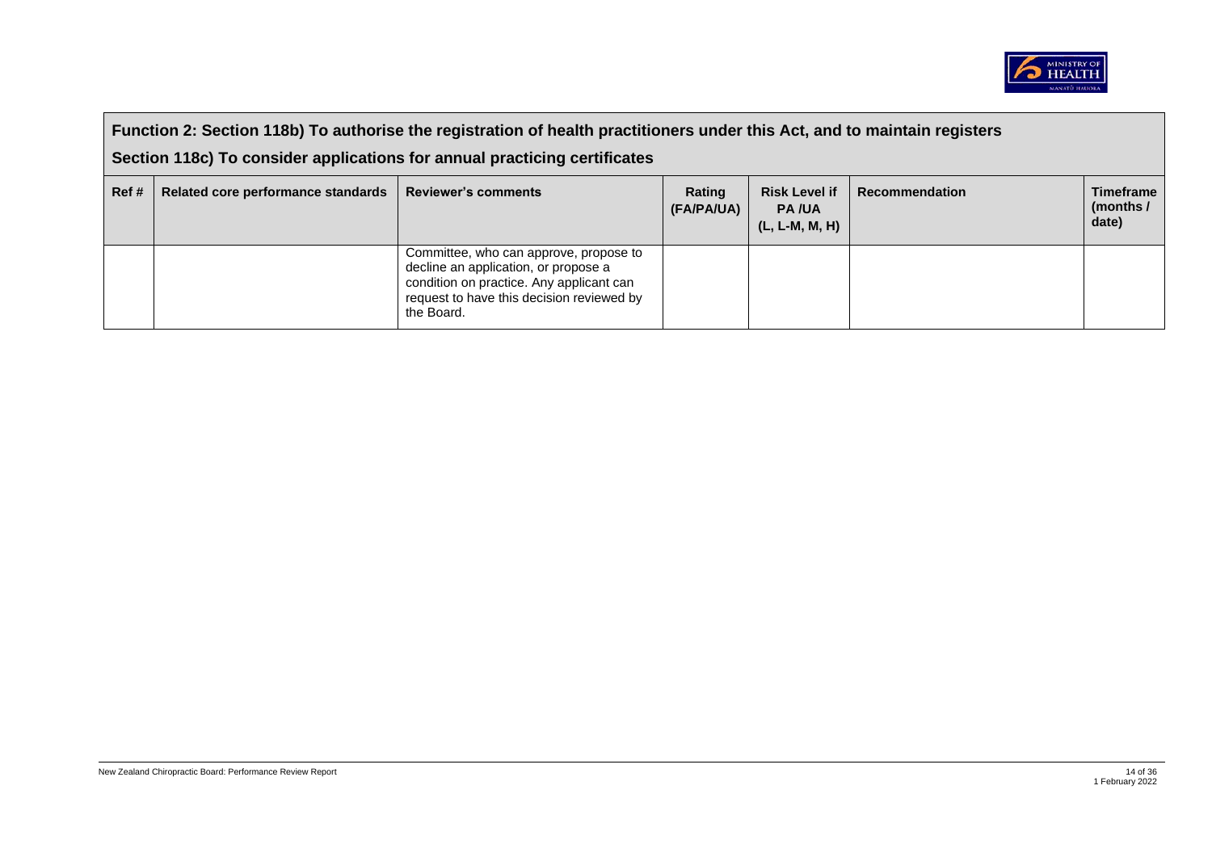## Function 2: Section 118b) To authorise the registration of health practitioners under this Act, and to maintain registers

## Section 118c) To consider applications for annual practicing certificates

| Ref # | Related core performance standards | Reviewer's comments | Rating (FA/PA/UA) | Risk Level if PA /UA (L, L-M, M, H) | Recommendation | Timeframe (months / date) |
|---|---|---|---|---|---|---|
| | | Committee, who can approve, propose to decline an application, or propose a condition on practice. Any applicant can request to have this decision reviewed by the Board. | | | | |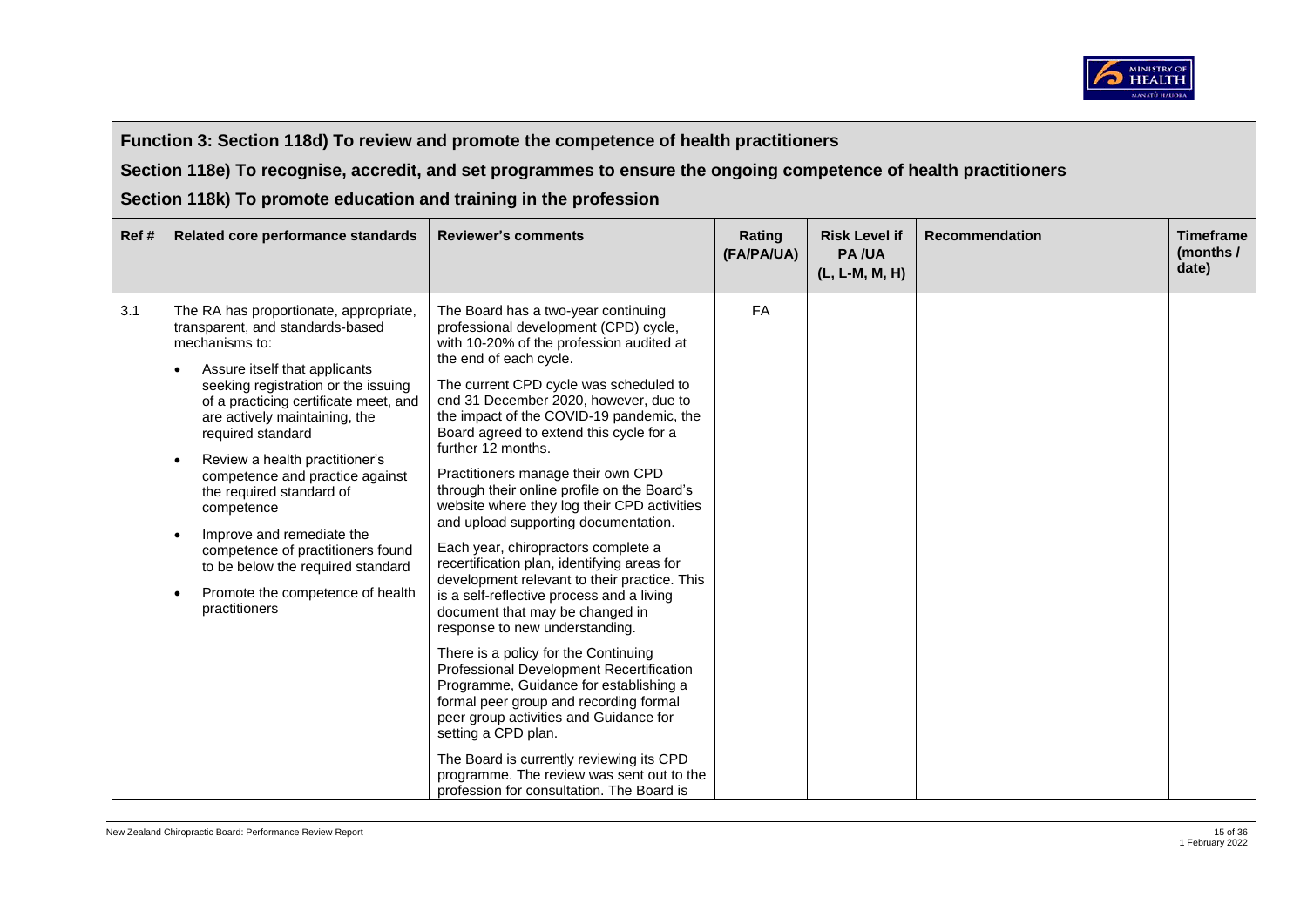## Function 3: Section 118d) To review and promote the competence of health practitioners

## Section 118e) To recognise, accredit, and set programmes to ensure the ongoing competence of health practitioners

## Section 118k) To promote education and training in the profession

| Ref # | Related core performance standards | Reviewer's comments | Rating (FA/PA/UA) | Risk Level if PA /UA (L, L-M, M, H) | Recommendation | Timeframe (months / date) |
|---|---|---|---|---|---|---|
| 3.1 | The RA has proportionate, appropriate, transparent, and standards-based mechanisms to:<br>• Assure itself that applicants seeking registration or the issuing of a practicing certificate meet, and are actively maintaining, the required standard<br>• Review a health practitioner's competence and practice against the required standard of competence<br>• Improve and remediate the competence of practitioners found to be below the required standard<br>• Promote the competence of health practitioners | The Board has a two-year continuing professional development (CPD) cycle, with 10-20% of the profession audited at the end of each cycle.<br>The current CPD cycle was scheduled to end 31 December 2020, however, due to the impact of the COVID-19 pandemic, the Board agreed to extend this cycle for a further 12 months.<br>Practitioners manage their own CPD through their online profile on the Board's website where they log their CPD activities and upload supporting documentation.<br>Each year, chiropractors complete a recertification plan, identifying areas for development relevant to their practice. This is a self-reflective process and a living document that may be changed in response to new understanding.<br>There is a policy for the Continuing Professional Development Recertification Programme, Guidance for establishing a formal peer group and recording formal peer group activities and Guidance for setting a CPD plan.<br>The Board is currently reviewing its CPD programme. The review was sent out to the profession for consultation. The Board is | FA | | | |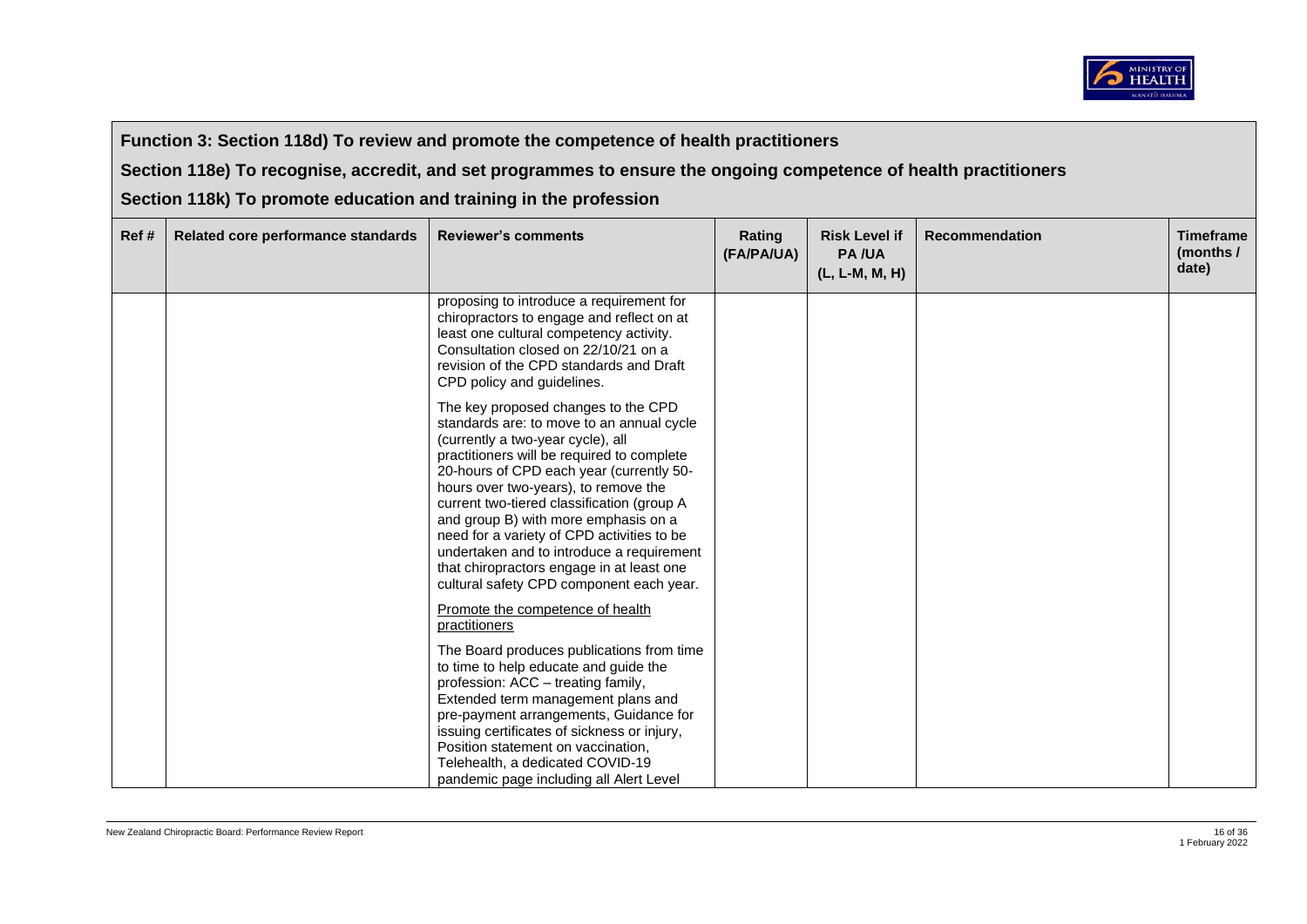**Function 3: Section 118d) To review and promote the competence of health practitioners**

**Section 118e) To recognise, accredit, and set programmes to ensure the ongoing competence of health practitioners**

**Section 118k) To promote education and training in the profession**

| Ref # | Related core performance standards | Reviewer's comments | Rating (FA/PA/UA) | Risk Level if PA /UA (L, L-M, M, H) | Recommendation | Timeframe (months / date) |
|---|---|---|---|---|---|---|
| | | proposing to introduce a requirement for chiropractors to engage and reflect on at least one cultural competency activity. Consultation closed on 22/10/21 on a revision of the CPD standards and Draft CPD policy and guidelines.<br><br>The key proposed changes to the CPD standards are: to move to an annual cycle (currently a two-year cycle), all practitioners will be required to complete 20-hours of CPD each year (currently 50-hours over two-years), to remove the current two-tiered classification (group A and group B) with more emphasis on a need for a variety of CPD activities to be undertaken and to introduce a requirement that chiropractors engage in at least one cultural safety CPD component each year.<br><br><u>Promote the competence of health practitioners</u><br><br>The Board produces publications from time to time to help educate and guide the profession: ACC – treating family, Extended term management plans and pre-payment arrangements, Guidance for issuing certificates of sickness or injury, Position statement on vaccination, Telehealth, a dedicated COVID-19 pandemic page including all Alert Level | | | | |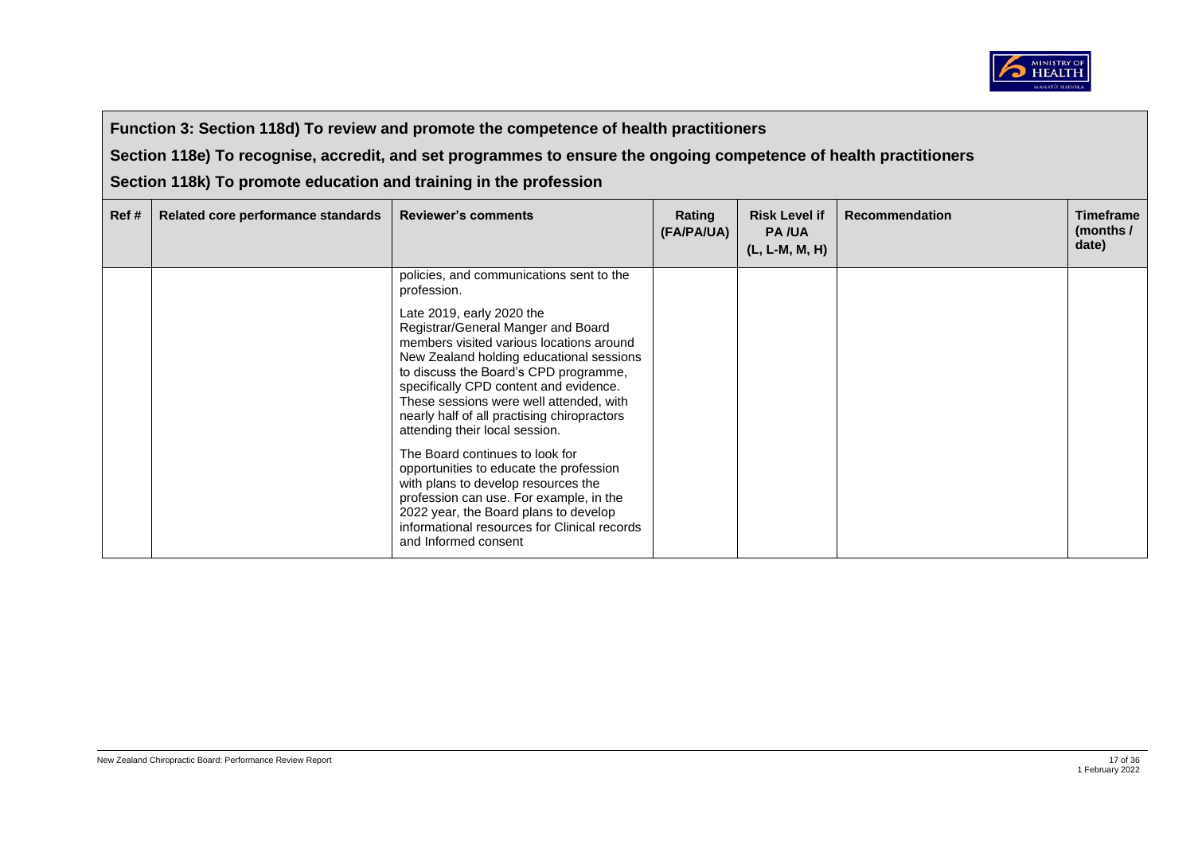**Function 3: Section 118d) To review and promote the competence of health practitioners**

**Section 118e) To recognise, accredit, and set programmes to ensure the ongoing competence of health practitioners**

**Section 118k) To promote education and training in the profession**

| Ref # | Related core performance standards | Reviewer's comments | Rating (FA/PA/UA) | Risk Level if PA /UA (L, L-M, M, H) | Recommendation | Timeframe (months / date) |
|---|---|---|---|---|---|---|
| | | policies, and communications sent to the profession.<br><br>Late 2019, early 2020 the Registrar/General Manger and Board members visited various locations around New Zealand holding educational sessions to discuss the Board's CPD programme, specifically CPD content and evidence. These sessions were well attended, with nearly half of all practising chiropractors attending their local session.<br><br>The Board continues to look for opportunities to educate the profession with plans to develop resources the profession can use. For example, in the 2022 year, the Board plans to develop informational resources for Clinical records and Informed consent | | | | |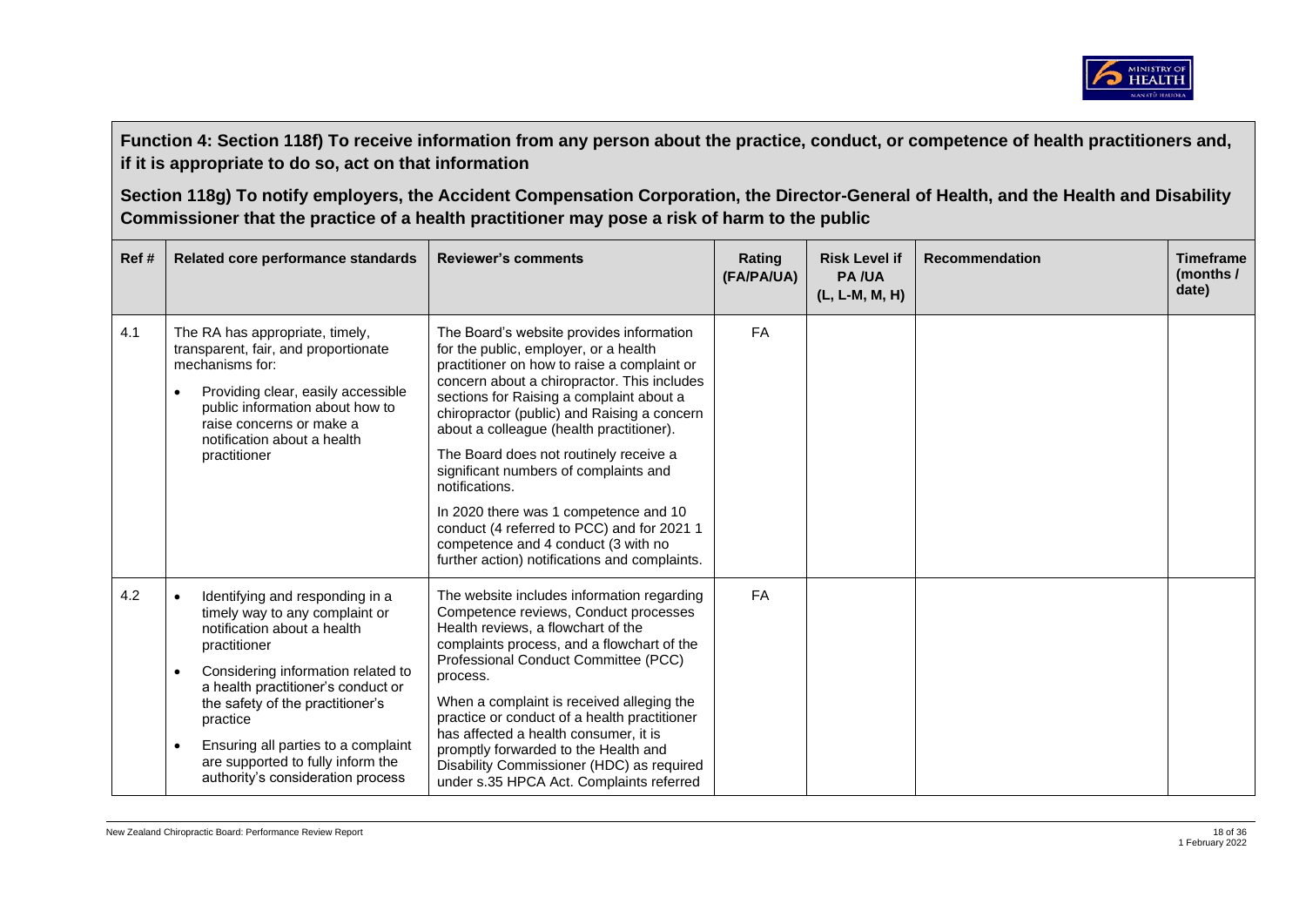**Function 4: Section 118f) To receive information from any person about the practice, conduct, or competence of health practitioners and, if it is appropriate to do so, act on that information**

**Section 118g) To notify employers, the Accident Compensation Corporation, the Director-General of Health, and the Health and Disability Commissioner that the practice of a health practitioner may pose a risk of harm to the public**

| Ref # | Related core performance standards | Reviewer's comments | Rating (FA/PA/UA) | Risk Level if PA /UA (L, L-M, M, H) | Recommendation | Timeframe (months / date) |
|---|---|---|---|---|---|---|
| 4.1 | The RA has appropriate, timely, transparent, fair, and proportionate mechanisms for:<br>• Providing clear, easily accessible public information about how to raise concerns or make a notification about a health practitioner | The Board's website provides information for the public, employer, or a health practitioner on how to raise a complaint or concern about a chiropractor. This includes sections for Raising a complaint about a chiropractor (public) and Raising a concern about a colleague (health practitioner).<br>The Board does not routinely receive a significant numbers of complaints and notifications.<br>In 2020 there was 1 competence and 10 conduct (4 referred to PCC) and for 2021 1 competence and 4 conduct (3 with no further action) notifications and complaints. | FA | | | |
| 4.2 | • Identifying and responding in a timely way to any complaint or notification about a health practitioner<br>• Considering information related to a health practitioner's conduct or the safety of the practitioner's practice<br>• Ensuring all parties to a complaint are supported to fully inform the authority's consideration process | The website includes information regarding Competence reviews, Conduct processes Health reviews, a flowchart of the complaints process, and a flowchart of the Professional Conduct Committee (PCC) process.<br>When a complaint is received alleging the practice or conduct of a health practitioner has affected a health consumer, it is promptly forwarded to the Health and Disability Commissioner (HDC) as required under s.35 HPCA Act. Complaints referred | FA | | | |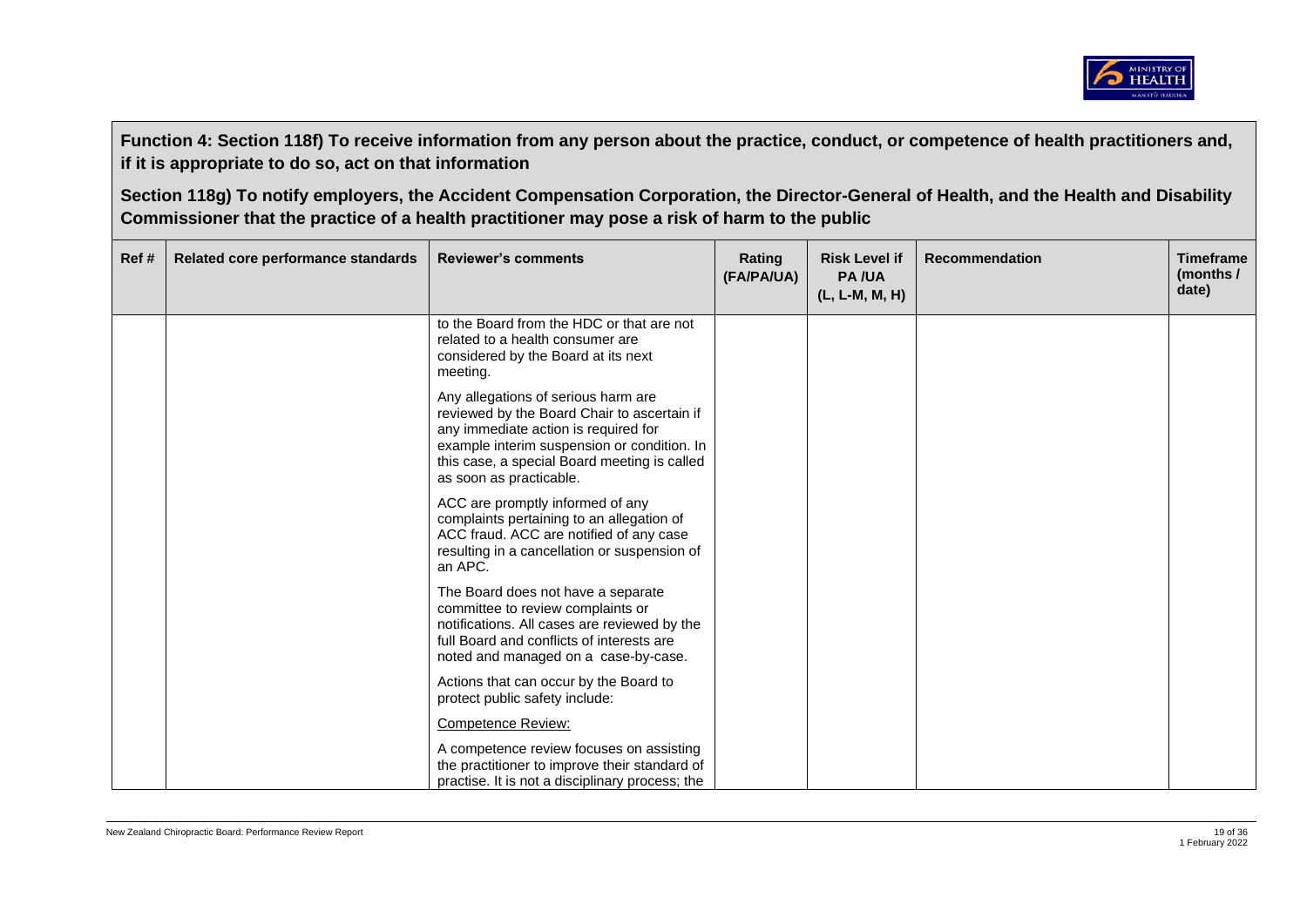**Function 4: Section 118f) To receive information from any person about the practice, conduct, or competence of health practitioners and, if it is appropriate to do so, act on that information**

**Section 118g) To notify employers, the Accident Compensation Corporation, the Director-General of Health, and the Health and Disability Commissioner that the practice of a health practitioner may pose a risk of harm to the public**

| Ref # | Related core performance standards | Reviewer's comments | Rating (FA/PA/UA) | Risk Level if PA /UA (L, L-M, M, H) | Recommendation | Timeframe (months / date) |
|---|---|---|---|---|---|---|
| | | to the Board from the HDC or that are not related to a health consumer are considered by the Board at its next meeting.<br><br>Any allegations of serious harm are reviewed by the Board Chair to ascertain if any immediate action is required for example interim suspension or condition. In this case, a special Board meeting is called as soon as practicable.<br><br>ACC are promptly informed of any complaints pertaining to an allegation of ACC fraud. ACC are notified of any case resulting in a cancellation or suspension of an APC.<br><br>The Board does not have a separate committee to review complaints or notifications. All cases are reviewed by the full Board and conflicts of interests are noted and managed on a case-by-case.<br><br>Actions that can occur by the Board to protect public safety include:<br><br><u>Competence Review:</u><br><br>A competence review focuses on assisting the practitioner to improve their standard of practise. It is not a disciplinary process; the | | | | |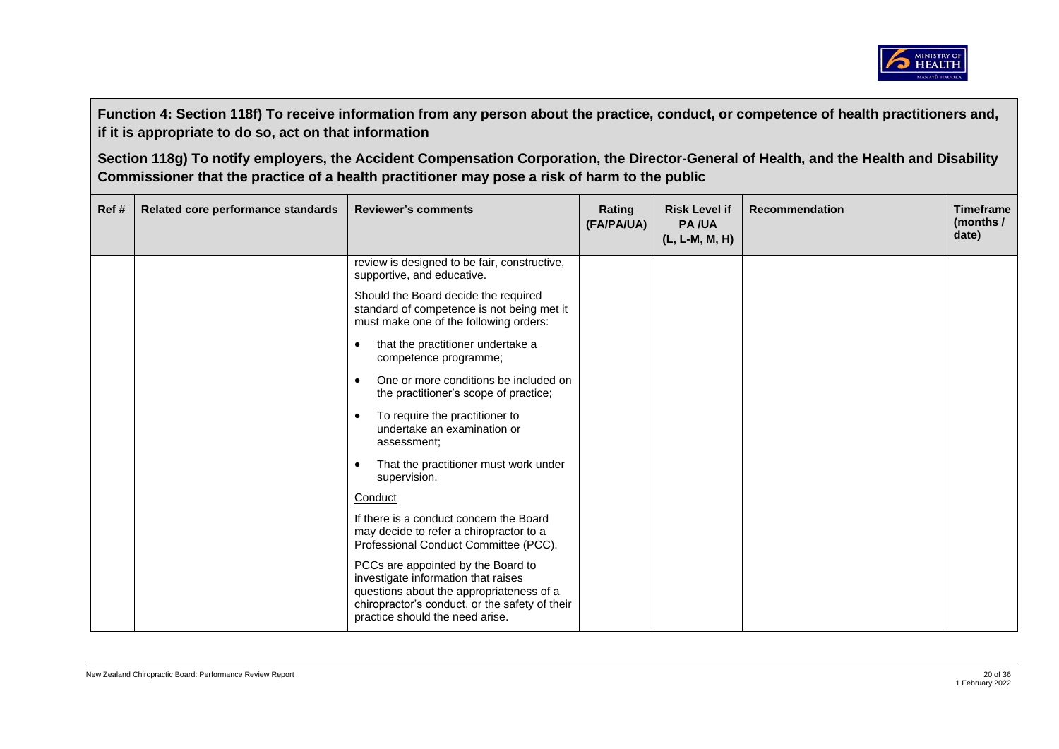**Function 4: Section 118f) To receive information from any person about the practice, conduct, or competence of health practitioners and, if it is appropriate to do so, act on that information**

**Section 118g) To notify employers, the Accident Compensation Corporation, the Director-General of Health, and the Health and Disability Commissioner that the practice of a health practitioner may pose a risk of harm to the public**

| Ref # | Related core performance standards | Reviewer's comments | Rating (FA/PA/UA) | Risk Level if PA /UA (L, L-M, M, H) | Recommendation | Timeframe (months / date) |
|---|---|---|---|---|---|---|
| | | review is designed to be fair, constructive, supportive, and educative.<br><br>Should the Board decide the required standard of competence is not being met it must make one of the following orders:<br><br>• that the practitioner undertake a competence programme;<br><br>• One or more conditions be included on the practitioner's scope of practice;<br><br>• To require the practitioner to undertake an examination or assessment;<br><br>• That the practitioner must work under supervision.<br><br><u>Conduct</u><br><br>If there is a conduct concern the Board may decide to refer a chiropractor to a Professional Conduct Committee (PCC).<br><br>PCCs are appointed by the Board to investigate information that raises questions about the appropriateness of a chiropractor's conduct, or the safety of their practice should the need arise. | | | | |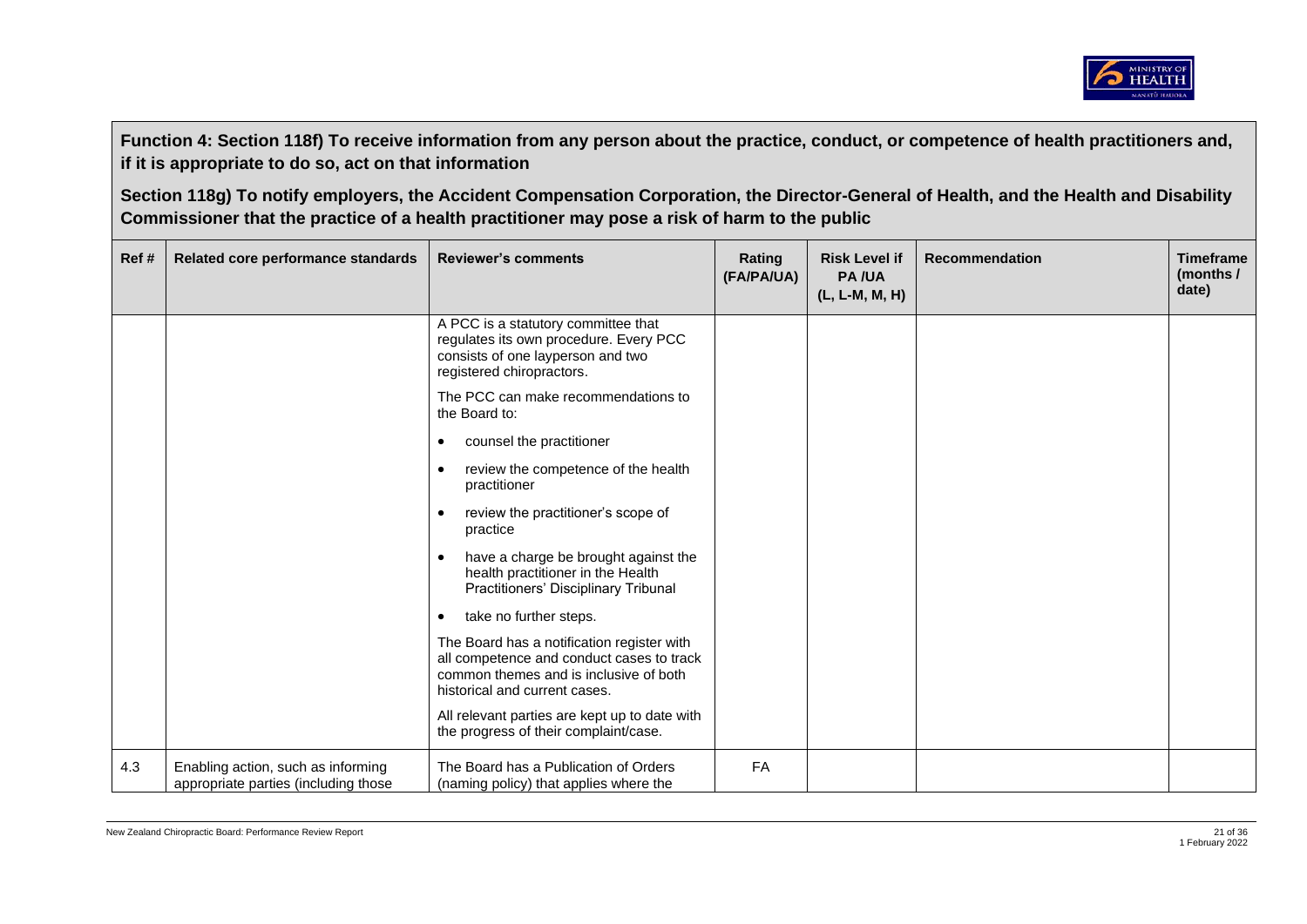**Function 4: Section 118f) To receive information from any person about the practice, conduct, or competence of health practitioners and, if it is appropriate to do so, act on that information**

**Section 118g) To notify employers, the Accident Compensation Corporation, the Director-General of Health, and the Health and Disability Commissioner that the practice of a health practitioner may pose a risk of harm to the public**

| Ref # | Related core performance standards | Reviewer's comments | Rating (FA/PA/UA) | Risk Level if PA /UA (L, L-M, M, H) | Recommendation | Timeframe (months / date) |
|---|---|---|---|---|---|---|
| | | A PCC is a statutory committee that regulates its own procedure. Every PCC consists of one layperson and two registered chiropractors.<br><br>The PCC can make recommendations to the Board to:<br><br>• counsel the practitioner<br>• review the competence of the health practitioner<br>• review the practitioner's scope of practice<br>• have a charge be brought against the health practitioner in the Health Practitioners' Disciplinary Tribunal<br>• take no further steps.<br><br>The Board has a notification register with all competence and conduct cases to track common themes and is inclusive of both historical and current cases.<br><br>All relevant parties are kept up to date with the progress of their complaint/case. | | | | |
| 4.3 | Enabling action, such as informing appropriate parties (including those | The Board has a Publication of Orders (naming policy) that applies where the | FA | | | |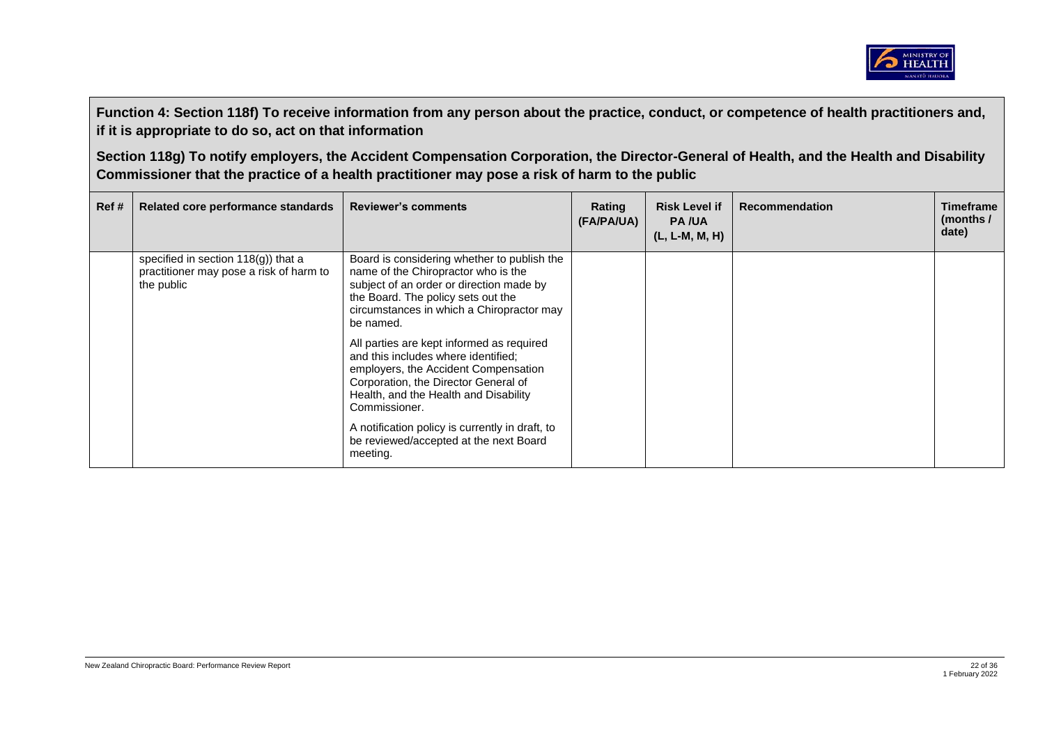**Function 4: Section 118f) To receive information from any person about the practice, conduct, or competence of health practitioners and, if it is appropriate to do so, act on that information**

**Section 118g) To notify employers, the Accident Compensation Corporation, the Director-General of Health, and the Health and Disability Commissioner that the practice of a health practitioner may pose a risk of harm to the public**

| Ref # | Related core performance standards | Reviewer's comments | Rating (FA/PA/UA) | Risk Level if PA /UA (L, L-M, M, H) | Recommendation | Timeframe (months / date) |
|---|---|---|---|---|---|---|
| | specified in section 118(g)) that a practitioner may pose a risk of harm to the public | Board is considering whether to publish the name of the Chiropractor who is the subject of an order or direction made by the Board. The policy sets out the circumstances in which a Chiropractor may be named.<br><br>All parties are kept informed as required and this includes where identified; employers, the Accident Compensation Corporation, the Director General of Health, and the Health and Disability Commissioner.<br><br>A notification policy is currently in draft, to be reviewed/accepted at the next Board meeting. | | | | |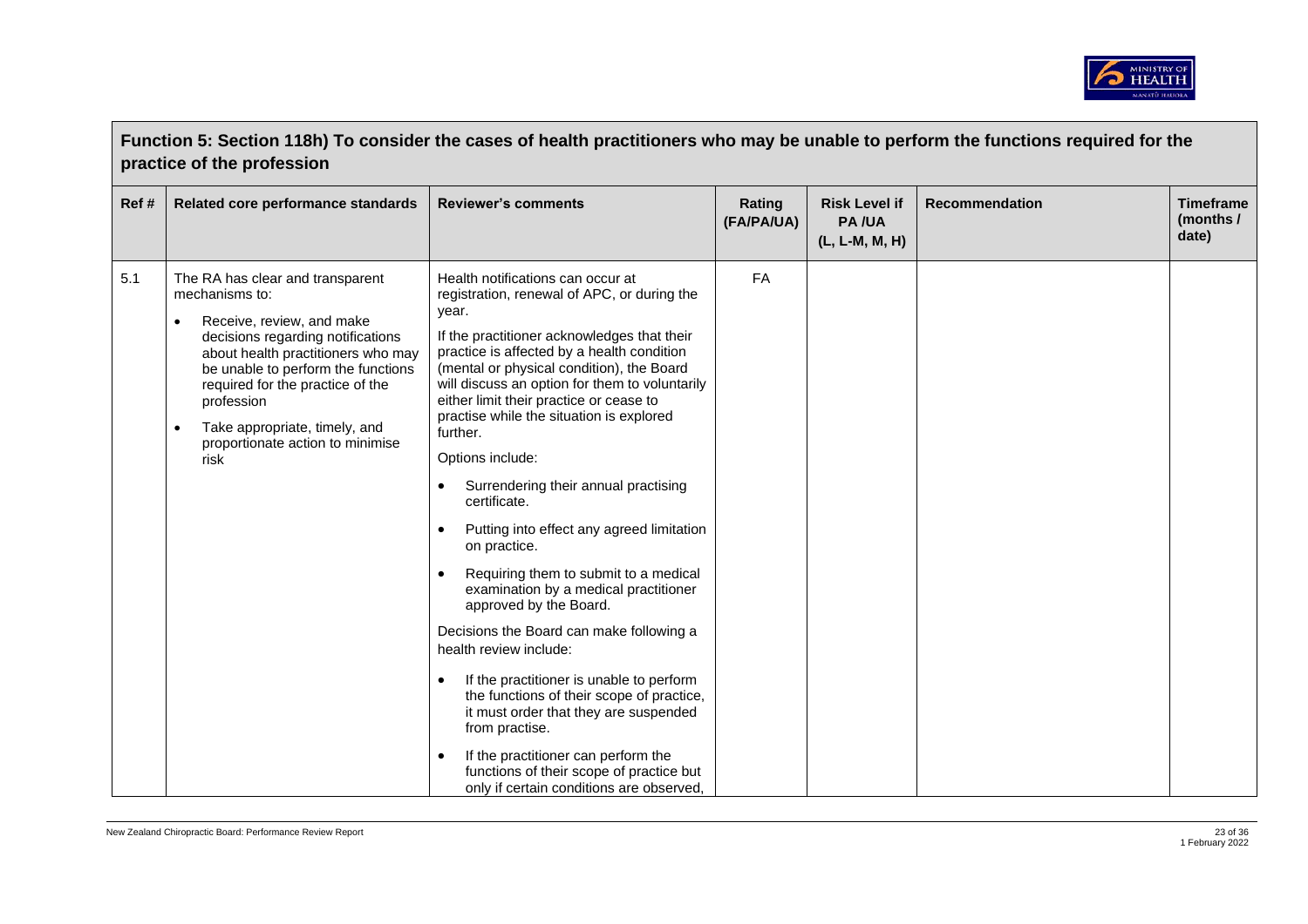## Function 5: Section 118h) To consider the cases of health practitioners who may be unable to perform the functions required for the practice of the profession

| Ref # | Related core performance standards | Reviewer's comments | Rating (FA/PA/UA) | Risk Level if PA /UA (L, L-M, M, H) | Recommendation | Timeframe (months / date) |
|---|---|---|---|---|---|---|
| 5.1 | The RA has clear and transparent mechanisms to:<br>• Receive, review, and make decisions regarding notifications about health practitioners who may be unable to perform the functions required for the practice of the profession<br>• Take appropriate, timely, and proportionate action to minimise risk | Health notifications can occur at registration, renewal of APC, or during the year.<br>If the practitioner acknowledges that their practice is affected by a health condition (mental or physical condition), the Board will discuss an option for them to voluntarily either limit their practice or cease to practise while the situation is explored further.<br>Options include:<br>• Surrendering their annual practising certificate.<br>• Putting into effect any agreed limitation on practice.<br>• Requiring them to submit to a medical examination by a medical practitioner approved by the Board.<br>Decisions the Board can make following a health review include:<br>• If the practitioner is unable to perform the functions of their scope of practice, it must order that they are suspended from practise.<br>• If the practitioner can perform the functions of their scope of practice but only if certain conditions are observed, | FA | | | |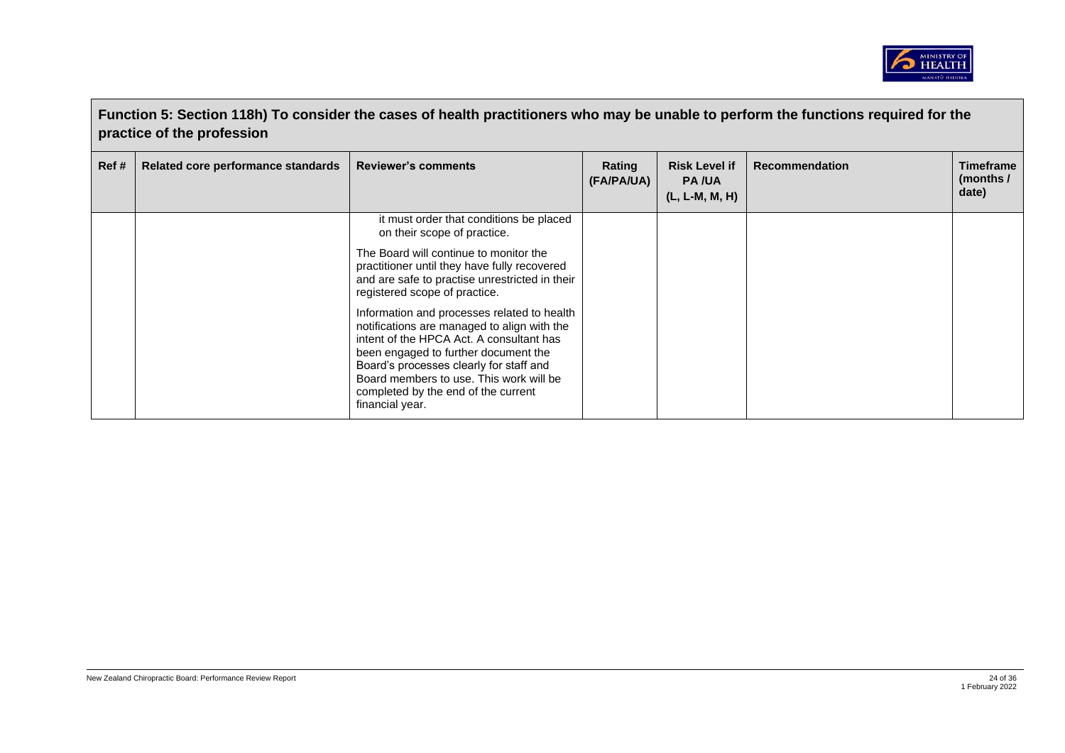## Function 5: Section 118h) To consider the cases of health practitioners who may be unable to perform the functions required for the practice of the profession

| Ref # | Related core performance standards | Reviewer's comments | Rating (FA/PA/UA) | Risk Level if PA /UA (L, L-M, M, H) | Recommendation | Timeframe (months / date) |
|---|---|---|---|---|---|---|
| | | it must order that conditions be placed on their scope of practice.<br><br>The Board will continue to monitor the practitioner until they have fully recovered and are safe to practise unrestricted in their registered scope of practice.<br><br>Information and processes related to health notifications are managed to align with the intent of the HPCA Act. A consultant has been engaged to further document the Board's processes clearly for staff and Board members to use. This work will be completed by the end of the current financial year. | | | | |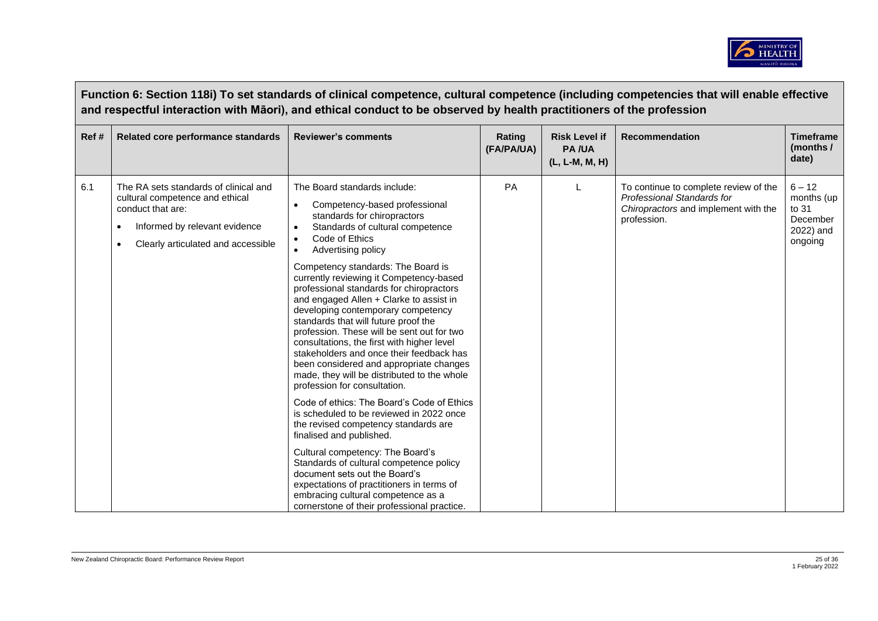## Function 6: Section 118i) To set standards of clinical competence, cultural competence (including competencies that will enable effective and respectful interaction with Māori), and ethical conduct to be observed by health practitioners of the profession

| Ref # | Related core performance standards | Reviewer's comments | Rating (FA/PA/UA) | Risk Level if PA /UA (L, L-M, M, H) | Recommendation | Timeframe (months / date) |
|---|---|---|---|---|---|---|
| 6.1 | The RA sets standards of clinical and cultural competence and ethical conduct that are:<br>• Informed by relevant evidence<br>• Clearly articulated and accessible | The Board standards include:<br>• Competency-based professional standards for chiropractors<br>• Standards of cultural competence<br>• Code of Ethics<br>• Advertising policy<br><br>Competency standards: The Board is currently reviewing it Competency-based professional standards for chiropractors and engaged Allen + Clarke to assist in developing contemporary competency standards that will future proof the profession. These will be sent out for two consultations, the first with higher level stakeholders and once their feedback has been considered and appropriate changes made, they will be distributed to the whole profession for consultation.<br><br>Code of ethics: The Board's Code of Ethics is scheduled to be reviewed in 2022 once the revised competency standards are finalised and published.<br><br>Cultural competency: The Board's Standards of cultural competence policy document sets out the Board's expectations of practitioners in terms of embracing cultural competence as a cornerstone of their professional practice. | PA | L | To continue to complete review of the *Professional Standards for Chiropractors* and implement with the profession. | 6 – 12 months (up to 31 December 2022) and ongoing |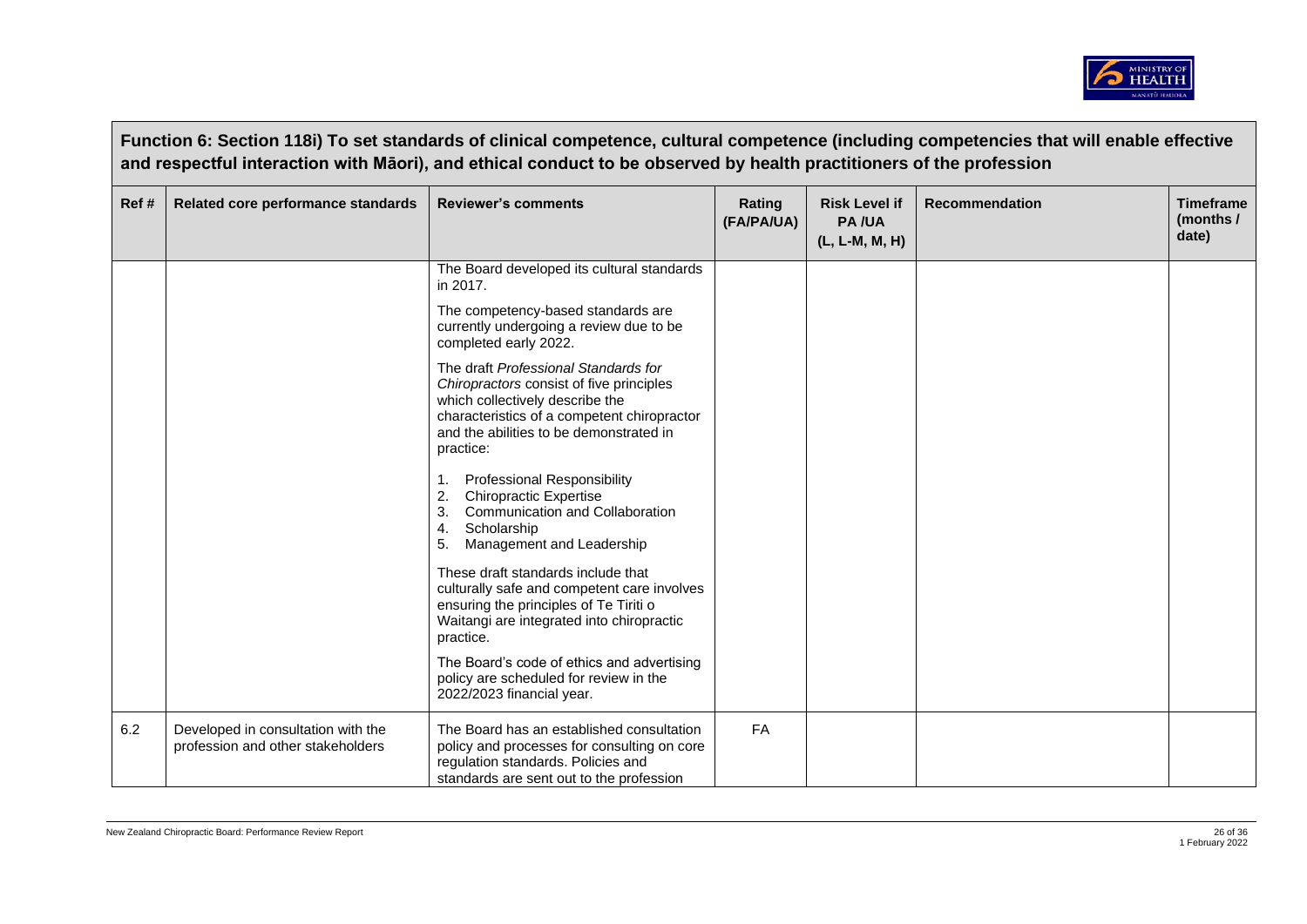**Function 6: Section 118i) To set standards of clinical competence, cultural competence (including competencies that will enable effective and respectful interaction with Māori), and ethical conduct to be observed by health practitioners of the profession**

| Ref # | Related core performance standards | Reviewer's comments | Rating (FA/PA/UA) | Risk Level if PA /UA (L, L-M, M, H) | Recommendation | Timeframe (months / date) |
|---|---|---|---|---|---|---|
| | | The Board developed its cultural standards in 2017.<br><br>The competency-based standards are currently undergoing a review due to be completed early 2022.<br><br>The draft *Professional Standards for Chiropractors* consist of five principles which collectively describe the characteristics of a competent chiropractor and the abilities to be demonstrated in practice:<br><br>1. Professional Responsibility<br>2. Chiropractic Expertise<br>3. Communication and Collaboration<br>4. Scholarship<br>5. Management and Leadership<br><br>These draft standards include that culturally safe and competent care involves ensuring the principles of Te Tiriti o Waitangi are integrated into chiropractic practice.<br><br>The Board's code of ethics and advertising policy are scheduled for review in the 2022/2023 financial year. | | | | |
| 6.2 | Developed in consultation with the profession and other stakeholders | The Board has an established consultation policy and processes for consulting on core regulation standards. Policies and standards are sent out to the profession | FA | | | |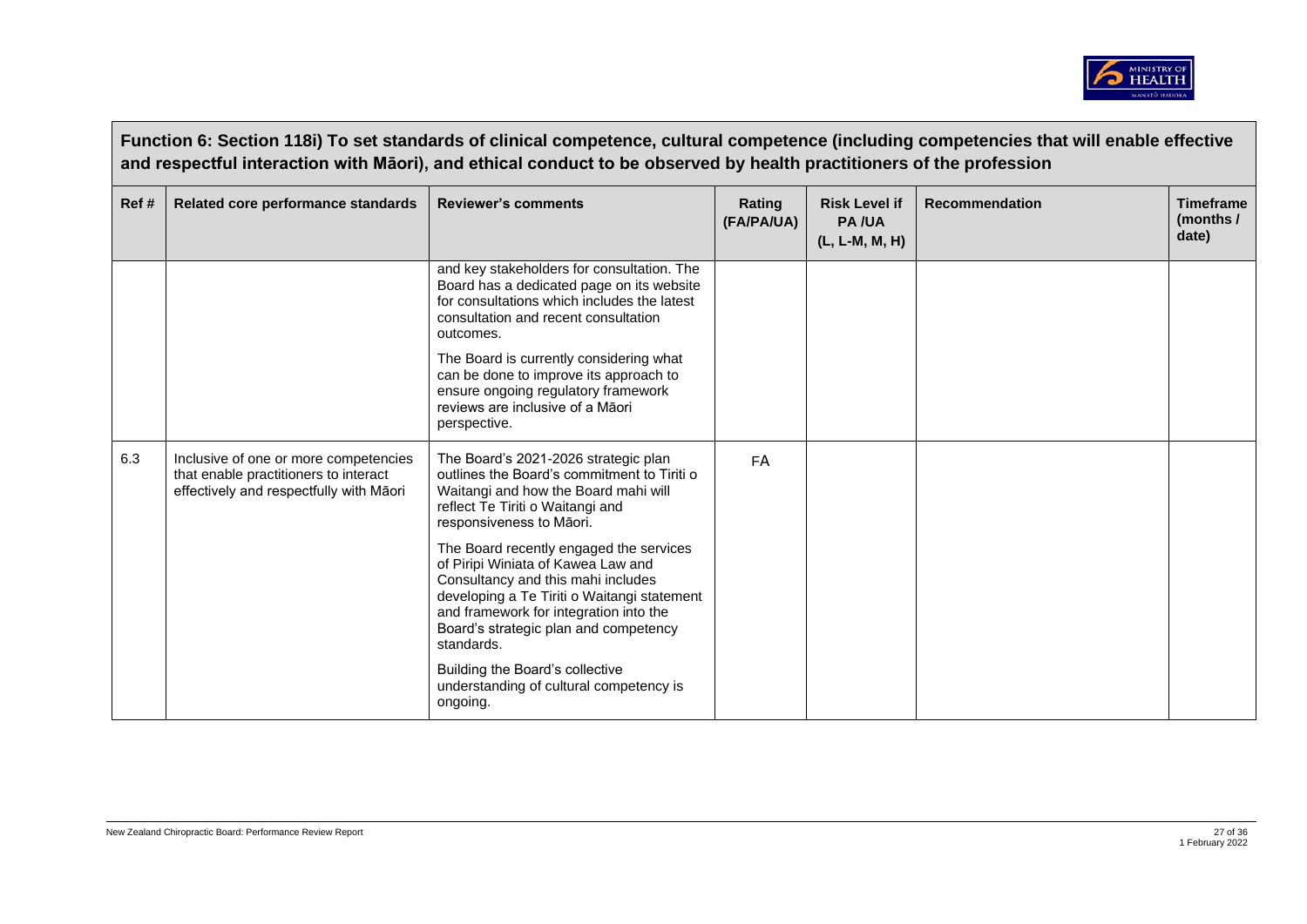## Function 6: Section 118i) To set standards of clinical competence, cultural competence (including competencies that will enable effective and respectful interaction with Māori), and ethical conduct to be observed by health practitioners of the profession

| Ref # | Related core performance standards | Reviewer's comments | Rating (FA/PA/UA) | Risk Level if PA /UA (L, L-M, M, H) | Recommendation | Timeframe (months / date) |
|---|---|---|---|---|---|---|
| | | and key stakeholders for consultation. The Board has a dedicated page on its website for consultations which includes the latest consultation and recent consultation outcomes.<br><br>The Board is currently considering what can be done to improve its approach to ensure ongoing regulatory framework reviews are inclusive of a Māori perspective. | | | | |
| 6.3 | Inclusive of one or more competencies that enable practitioners to interact effectively and respectfully with Māori | The Board's 2021-2026 strategic plan outlines the Board's commitment to Tiriti o Waitangi and how the Board mahi will reflect Te Tiriti o Waitangi and responsiveness to Māori.<br><br>The Board recently engaged the services of Piripi Winiata of Kawea Law and Consultancy and this mahi includes developing a Te Tiriti o Waitangi statement and framework for integration into the Board's strategic plan and competency standards.<br><br>Building the Board's collective understanding of cultural competency is ongoing. | FA | | | |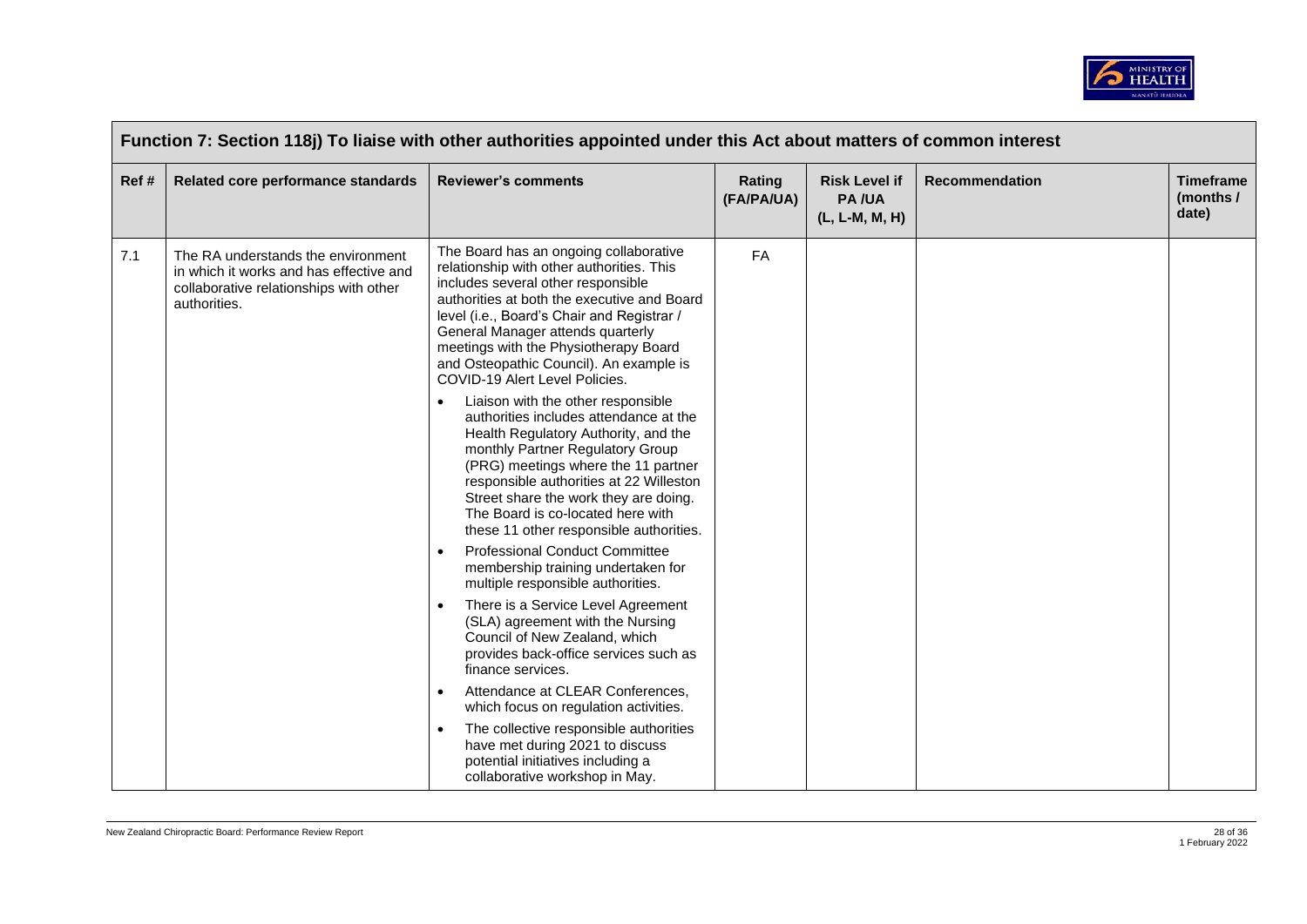| Function 7: Section 118j) To liaise with other authorities appointed under this Act about matters of common interest | | | | | | |
|---|---|---|---|---|---|---|
| **Ref #** | **Related core performance standards** | **Reviewer's comments** | **Rating (FA/PA/UA)** | **Risk Level if PA /UA (L, L-M, M, H)** | **Recommendation** | **Timeframe (months / date)** |
| 7.1 | The RA understands the environment in which it works and has effective and collaborative relationships with other authorities. | The Board has an ongoing collaborative relationship with other authorities. This includes several other responsible authorities at both the executive and Board level (i.e., Board's Chair and Registrar / General Manager attends quarterly meetings with the Physiotherapy Board and Osteopathic Council). An example is COVID-19 Alert Level Policies.<br>• Liaison with the other responsible authorities includes attendance at the Health Regulatory Authority, and the monthly Partner Regulatory Group (PRG) meetings where the 11 partner responsible authorities at 22 Willeston Street share the work they are doing. The Board is co-located here with these 11 other responsible authorities.<br>• Professional Conduct Committee membership training undertaken for multiple responsible authorities.<br>• There is a Service Level Agreement (SLA) agreement with the Nursing Council of New Zealand, which provides back-office services such as finance services.<br>• Attendance at CLEAR Conferences, which focus on regulation activities.<br>• The collective responsible authorities have met during 2021 to discuss potential initiatives including a collaborative workshop in May. | FA | | | |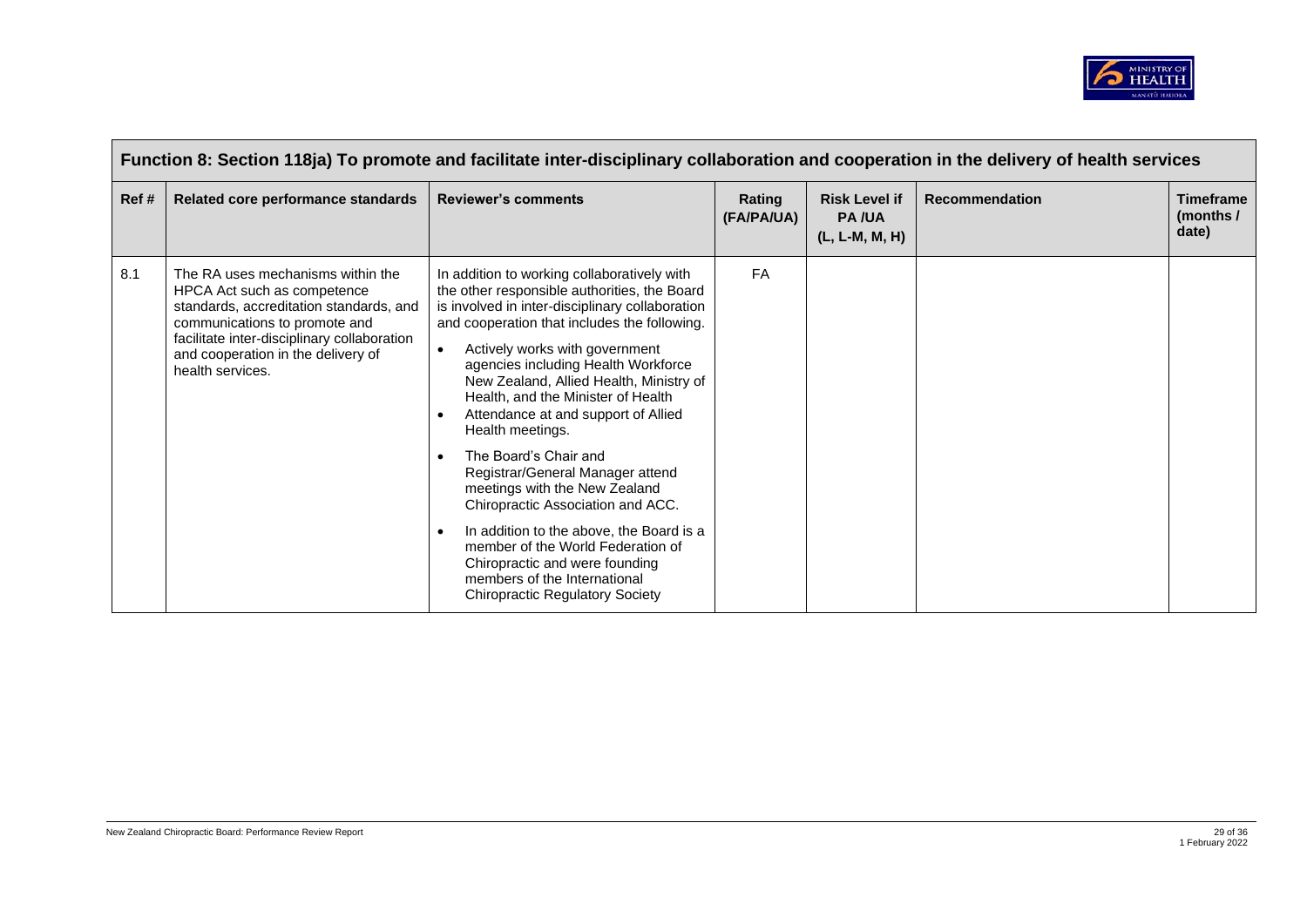## Function 8: Section 118ja) To promote and facilitate inter-disciplinary collaboration and cooperation in the delivery of health services

| Ref # | Related core performance standards | Reviewer's comments | Rating (FA/PA/UA) | Risk Level if PA /UA (L, L-M, M, H) | Recommendation | Timeframe (months / date) |
|---|---|---|---|---|---|---|
| 8.1 | The RA uses mechanisms within the HPCA Act such as competence standards, accreditation standards, and communications to promote and facilitate inter-disciplinary collaboration and cooperation in the delivery of health services. | In addition to working collaboratively with the other responsible authorities, the Board is involved in inter-disciplinary collaboration and cooperation that includes the following.<br>• Actively works with government agencies including Health Workforce New Zealand, Allied Health, Ministry of Health, and the Minister of Health<br>• Attendance at and support of Allied Health meetings.<br>• The Board's Chair and Registrar/General Manager attend meetings with the New Zealand Chiropractic Association and ACC.<br>• In addition to the above, the Board is a member of the World Federation of Chiropractic and were founding members of the International Chiropractic Regulatory Society | FA | | | |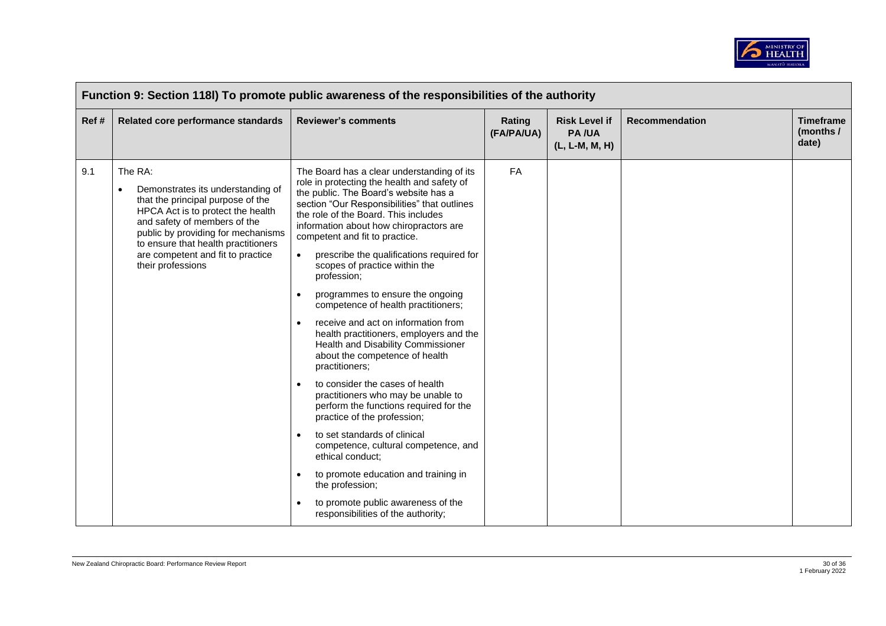| Function 9: Section 118l) To promote public awareness of the responsibilities of the authority | | | | | | |
|---|---|---|---|---|---|---|
| **Ref #** | **Related core performance standards** | **Reviewer's comments** | **Rating (FA/PA/UA)** | **Risk Level if PA /UA (L, L-M, M, H)** | **Recommendation** | **Timeframe (months / date)** |
| 9.1 | The RA:<br>• Demonstrates its understanding of that the principal purpose of the HPCA Act is to protect the health and safety of members of the public by providing for mechanisms to ensure that health practitioners are competent and fit to practice their professions | The Board has a clear understanding of its role in protecting the health and safety of the public. The Board's website has a section "Our Responsibilities" that outlines the role of the Board. This includes information about how chiropractors are competent and fit to practice.<br>• prescribe the qualifications required for scopes of practice within the profession;<br>• programmes to ensure the ongoing competence of health practitioners;<br>• receive and act on information from health practitioners, employers and the Health and Disability Commissioner about the competence of health practitioners;<br>• to consider the cases of health practitioners who may be unable to perform the functions required for the practice of the profession;<br>• to set standards of clinical competence, cultural competence, and ethical conduct;<br>• to promote education and training in the profession;<br>• to promote public awareness of the responsibilities of the authority; | FA | | | |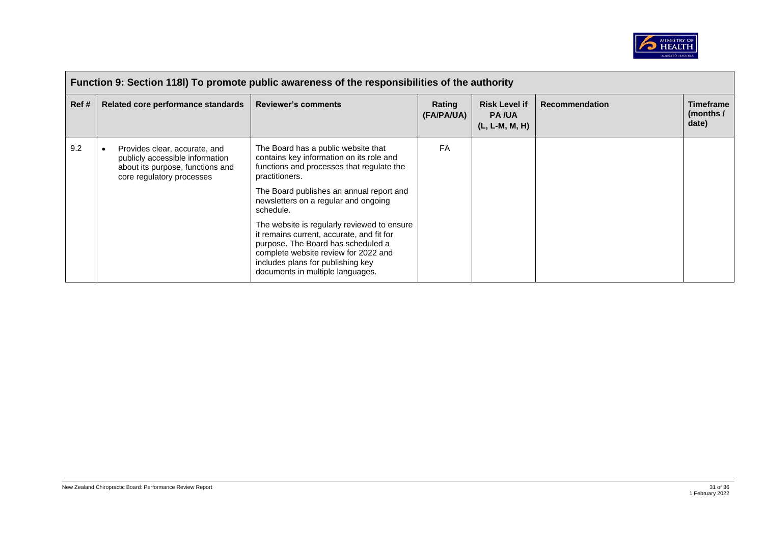| Function 9: Section 118l) To promote public awareness of the responsibilities of the authority | | | | | | |
|---|---|---|---|---|---|---|
| **Ref #** | **Related core performance standards** | **Reviewer's comments** | **Rating (FA/PA/UA)** | **Risk Level if PA /UA (L, L-M, M, H)** | **Recommendation** | **Timeframe (months / date)** |
| 9.2 | • Provides clear, accurate, and publicly accessible information about its purpose, functions and core regulatory processes | The Board has a public website that contains key information on its role and functions and processes that regulate the practitioners.<br><br>The Board publishes an annual report and newsletters on a regular and ongoing schedule.<br><br>The website is regularly reviewed to ensure it remains current, accurate, and fit for purpose. The Board has scheduled a complete website review for 2022 and includes plans for publishing key documents in multiple languages. | FA | | | |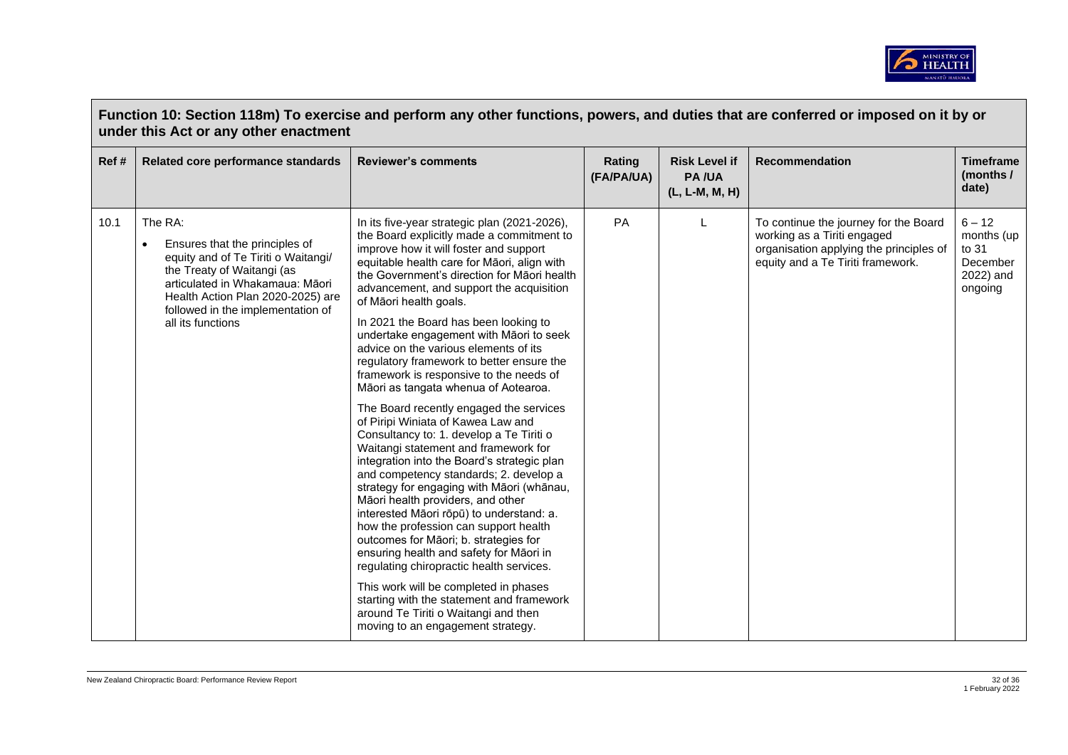## Function 10: Section 118m) To exercise and perform any other functions, powers, and duties that are conferred or imposed on it by or under this Act or any other enactment

| Ref # | Related core performance standards | Reviewer's comments | Rating (FA/PA/UA) | Risk Level if PA /UA (L, L-M, M, H) | Recommendation | Timeframe (months / date) |
|---|---|---|---|---|---|---|
| 10.1 | The RA:<br>• Ensures that the principles of equity and of Te Tiriti o Waitangi/ the Treaty of Waitangi (as articulated in Whakamaua: Māori Health Action Plan 2020-2025) are followed in the implementation of all its functions | In its five-year strategic plan (2021-2026), the Board explicitly made a commitment to improve how it will foster and support equitable health care for Māori, align with the Government's direction for Māori health advancement, and support the acquisition of Māori health goals.<br><br>In 2021 the Board has been looking to undertake engagement with Māori to seek advice on the various elements of its regulatory framework to better ensure the framework is responsive to the needs of Māori as tangata whenua of Aotearoa.<br><br>The Board recently engaged the services of Piripi Winiata of Kawea Law and Consultancy to: 1. develop a Te Tiriti o Waitangi statement and framework for integration into the Board's strategic plan and competency standards; 2. develop a strategy for engaging with Māori (whānau, Māori health providers, and other interested Māori rōpū) to understand: a. how the profession can support health outcomes for Māori; b. strategies for ensuring health and safety for Māori in regulating chiropractic health services.<br><br>This work will be completed in phases starting with the statement and framework around Te Tiriti o Waitangi and then moving to an engagement strategy. | PA | L | To continue the journey for the Board working as a Tiriti engaged organisation applying the principles of equity and a Te Tiriti framework. | 6 – 12 months (up to 31 December 2022) and ongoing |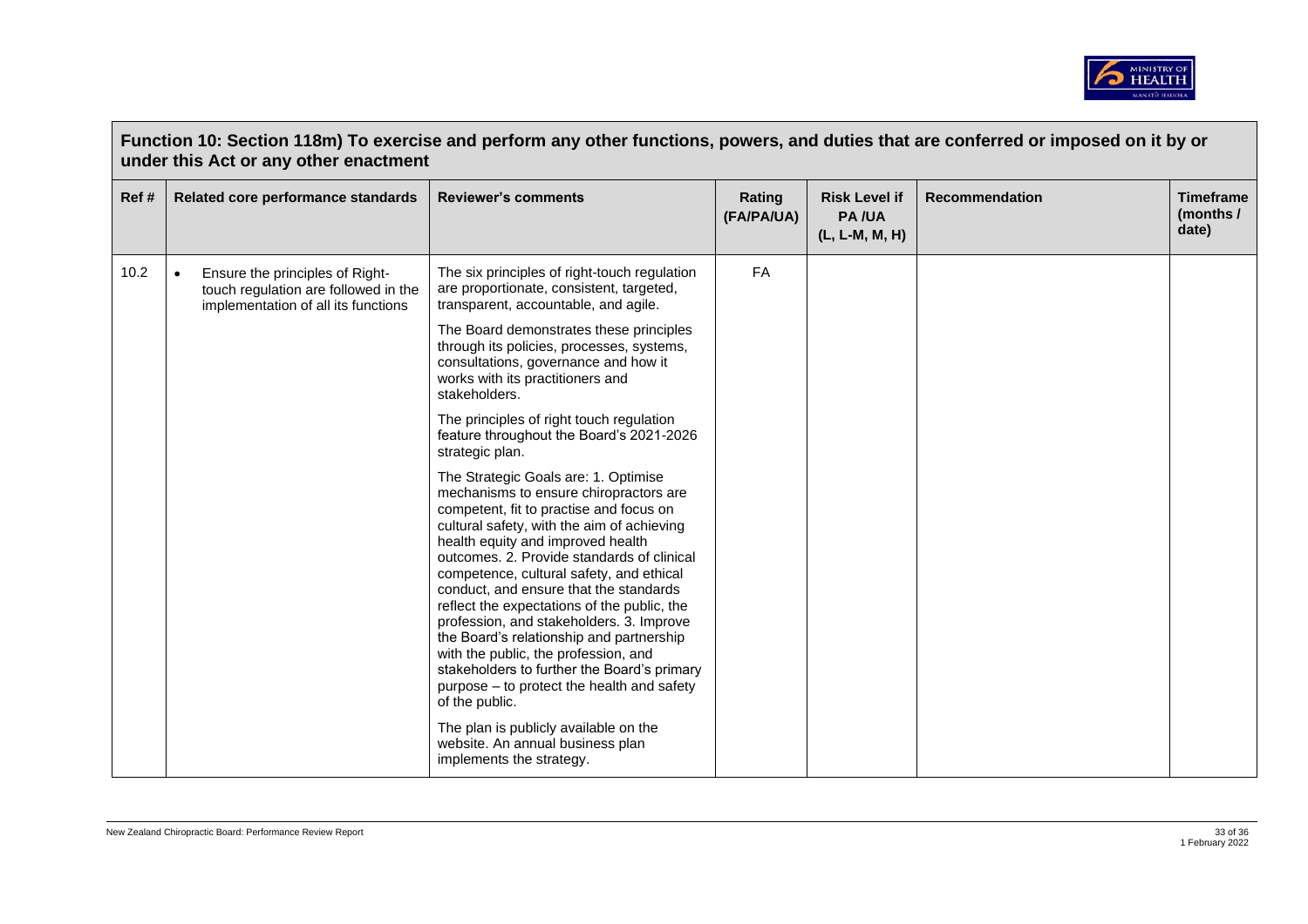## Function 10: Section 118m) To exercise and perform any other functions, powers, and duties that are conferred or imposed on it by or under this Act or any other enactment

| Ref # | Related core performance standards | Reviewer's comments | Rating (FA/PA/UA) | Risk Level if PA /UA (L, L-M, M, H) | Recommendation | Timeframe (months / date) |
|---|---|---|---|---|---|---|
| 10.2 | • Ensure the principles of Right-touch regulation are followed in the implementation of all its functions | The six principles of right-touch regulation are proportionate, consistent, targeted, transparent, accountable, and agile.<br><br>The Board demonstrates these principles through its policies, processes, systems, consultations, governance and how it works with its practitioners and stakeholders.<br><br>The principles of right touch regulation feature throughout the Board's 2021-2026 strategic plan.<br><br>The Strategic Goals are: 1. Optimise mechanisms to ensure chiropractors are competent, fit to practise and focus on cultural safety, with the aim of achieving health equity and improved health outcomes. 2. Provide standards of clinical competence, cultural safety, and ethical conduct, and ensure that the standards reflect the expectations of the public, the profession, and stakeholders. 3. Improve the Board's relationship and partnership with the public, the profession, and stakeholders to further the Board's primary purpose – to protect the health and safety of the public.<br><br>The plan is publicly available on the website. An annual business plan implements the strategy. | FA | | | |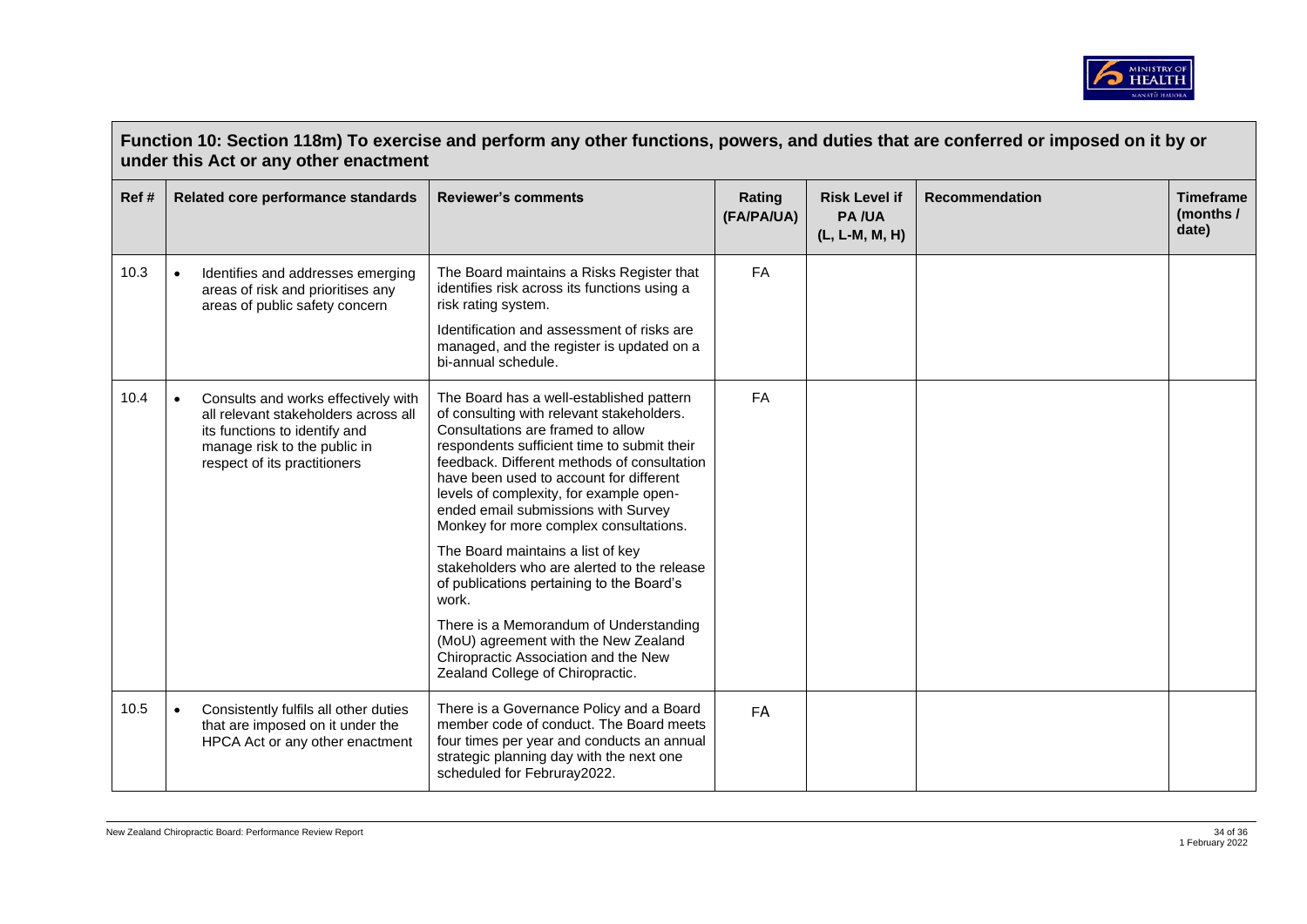## Function 10: Section 118m) To exercise and perform any other functions, powers, and duties that are conferred or imposed on it by or under this Act or any other enactment

| Ref # | Related core performance standards | Reviewer's comments | Rating (FA/PA/UA) | Risk Level if PA /UA (L, L-M, M, H) | Recommendation | Timeframe (months / date) |
|---|---|---|---|---|---|---|
| 10.3 | • Identifies and addresses emerging areas of risk and prioritises any areas of public safety concern | The Board maintains a Risks Register that identifies risk across its functions using a risk rating system.<br><br>Identification and assessment of risks are managed, and the register is updated on a bi-annual schedule. | FA | | | |
| 10.4 | • Consults and works effectively with all relevant stakeholders across all its functions to identify and manage risk to the public in respect of its practitioners | The Board has a well-established pattern of consulting with relevant stakeholders. Consultations are framed to allow respondents sufficient time to submit their feedback. Different methods of consultation have been used to account for different levels of complexity, for example open-ended email submissions with Survey Monkey for more complex consultations.<br><br>The Board maintains a list of key stakeholders who are alerted to the release of publications pertaining to the Board's work.<br><br>There is a Memorandum of Understanding (MoU) agreement with the New Zealand Chiropractic Association and the New Zealand College of Chiropractic. | FA | | | |
| 10.5 | • Consistently fulfils all other duties that are imposed on it under the HPCA Act or any other enactment | There is a Governance Policy and a Board member code of conduct. The Board meets four times per year and conducts an annual strategic planning day with the next one scheduled for Februray2022. | FA | | | |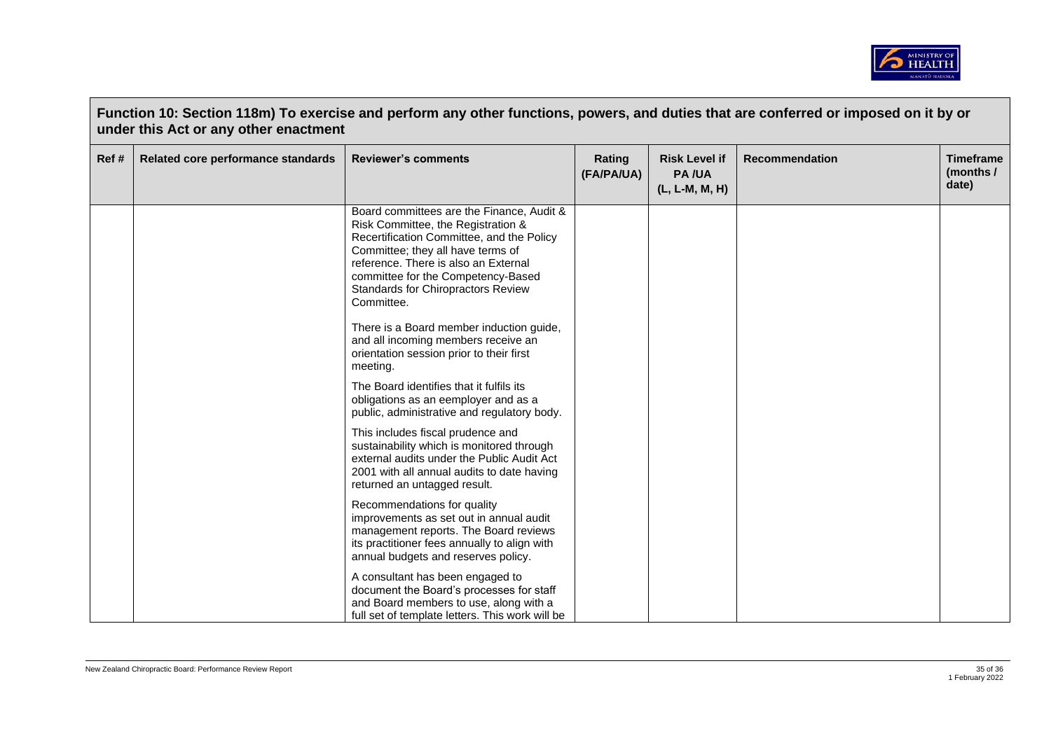## Function 10: Section 118m) To exercise and perform any other functions, powers, and duties that are conferred or imposed on it by or under this Act or any other enactment

| Ref # | Related core performance standards | Reviewer's comments | Rating (FA/PA/UA) | Risk Level if PA /UA (L, L-M, M, H) | Recommendation | Timeframe (months / date) |
|---|---|---|---|---|---|---|
| | | Board committees are the Finance, Audit & Risk Committee, the Registration & Recertification Committee, and the Policy Committee; they all have terms of reference. There is also an External committee for the Competency-Based Standards for Chiropractors Review Committee.<br><br>There is a Board member induction guide, and all incoming members receive an orientation session prior to their first meeting.<br><br>The Board identifies that it fulfils its obligations as an eemployer and as a public, administrative and regulatory body.<br><br>This includes fiscal prudence and sustainability which is monitored through external audits under the Public Audit Act 2001 with all annual audits to date having returned an untagged result.<br><br>Recommendations for quality improvements as set out in annual audit management reports. The Board reviews its practitioner fees annually to align with annual budgets and reserves policy.<br><br>A consultant has been engaged to document the Board's processes for staff and Board members to use, along with a full set of template letters. This work will be | | | | |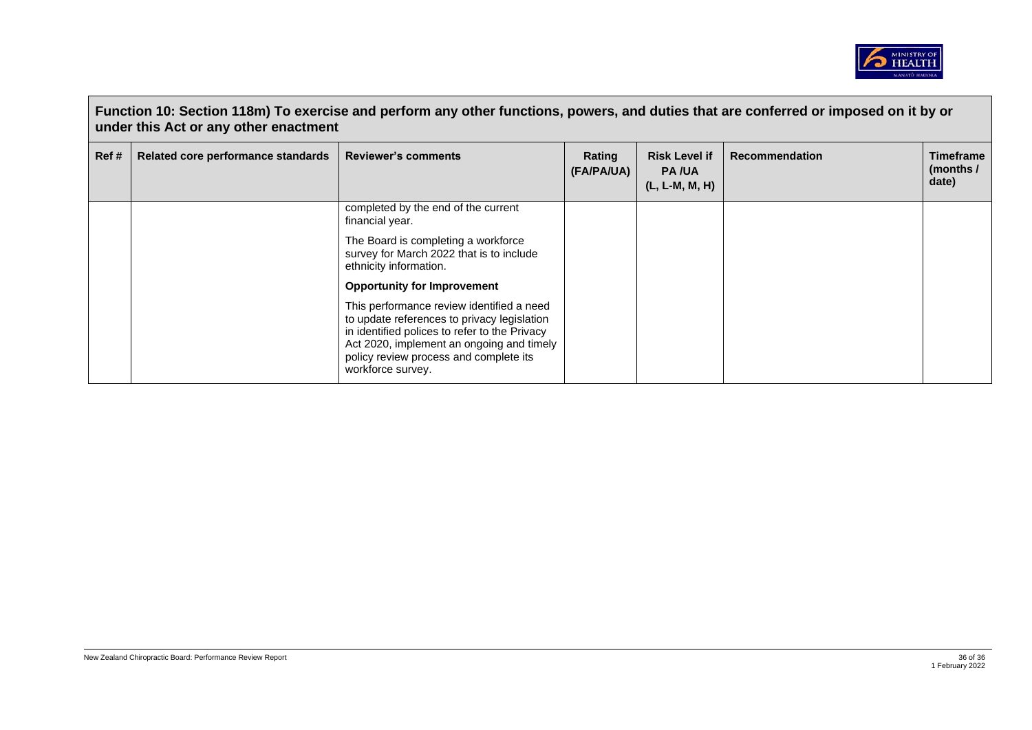**Function 10: Section 118m) To exercise and perform any other functions, powers, and duties that are conferred or imposed on it by or under this Act or any other enactment**

| Ref # | Related core performance standards | Reviewer's comments | Rating (FA/PA/UA) | Risk Level if PA /UA (L, L-M, M, H) | Recommendation | Timeframe (months / date) |
|---|---|---|---|---|---|---|
| | | completed by the end of the current financial year.<br><br>The Board is completing a workforce survey for March 2022 that is to include ethnicity information.<br><br>**Opportunity for Improvement**<br><br>This performance review identified a need to update references to privacy legislation in identified polices to refer to the Privacy Act 2020, implement an ongoing and timely policy review process and complete its workforce survey. | | | | |